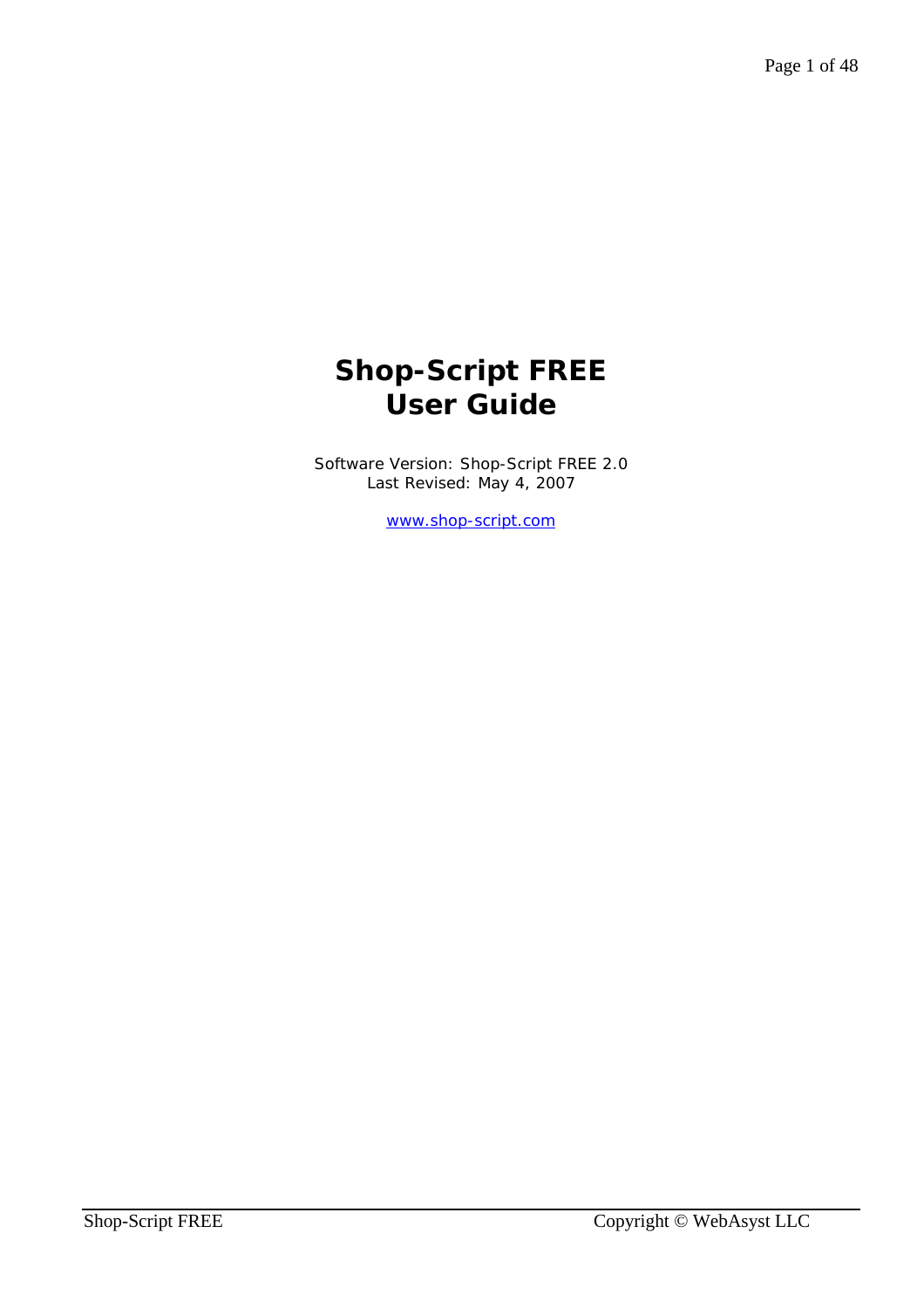# Shop-Script FREE User Guide

Software Version: Shop-Script FREE 2.0
Last Revised: May 4, 2007

www.shop-script.com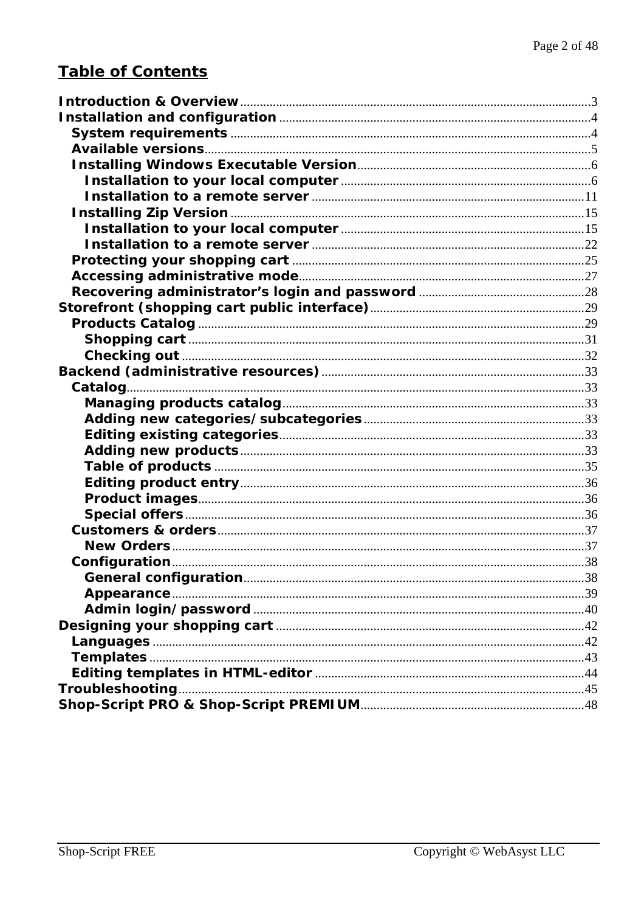# Table of Contents

- Introduction & Overview ........ 3
- Installation and configuration ........ 4
  - System requirements ........ 4
  - Available versions ........ 5
  - Installing Windows Executable Version ........ 6
    - Installation to your local computer ........ 6
    - Installation to a remote server ........ 11
  - Installing Zip Version ........ 15
    - Installation to your local computer ........ 15
    - Installation to a remote server ........ 22
  - Protecting your shopping cart ........ 25
  - Accessing administrative mode ........ 27
  - Recovering administrator's login and password ........ 28
- Storefront (shopping cart public interface) ........ 29
  - Products Catalog ........ 29
    - Shopping cart ........ 31
    - Checking out ........ 32
- Backend (administrative resources) ........ 33
  - Catalog ........ 33
    - Managing products catalog ........ 33
    - Adding new categories/subcategories ........ 33
    - Editing existing categories ........ 33
    - Adding new products ........ 33
    - Table of products ........ 35
    - Editing product entry ........ 36
    - Product images ........ 36
    - Special offers ........ 36
  - Customers & orders ........ 37
    - New Orders ........ 37
  - Configuration ........ 38
    - General configuration ........ 38
    - Appearance ........ 39
    - Admin login/password ........ 40
- Designing your shopping cart ........ 42
  - Languages ........ 42
  - Templates ........ 43
  - Editing templates in HTML-editor ........ 44
- Troubleshooting ........ 45
- Shop-Script PRO & Shop-Script PREMIUM ........ 48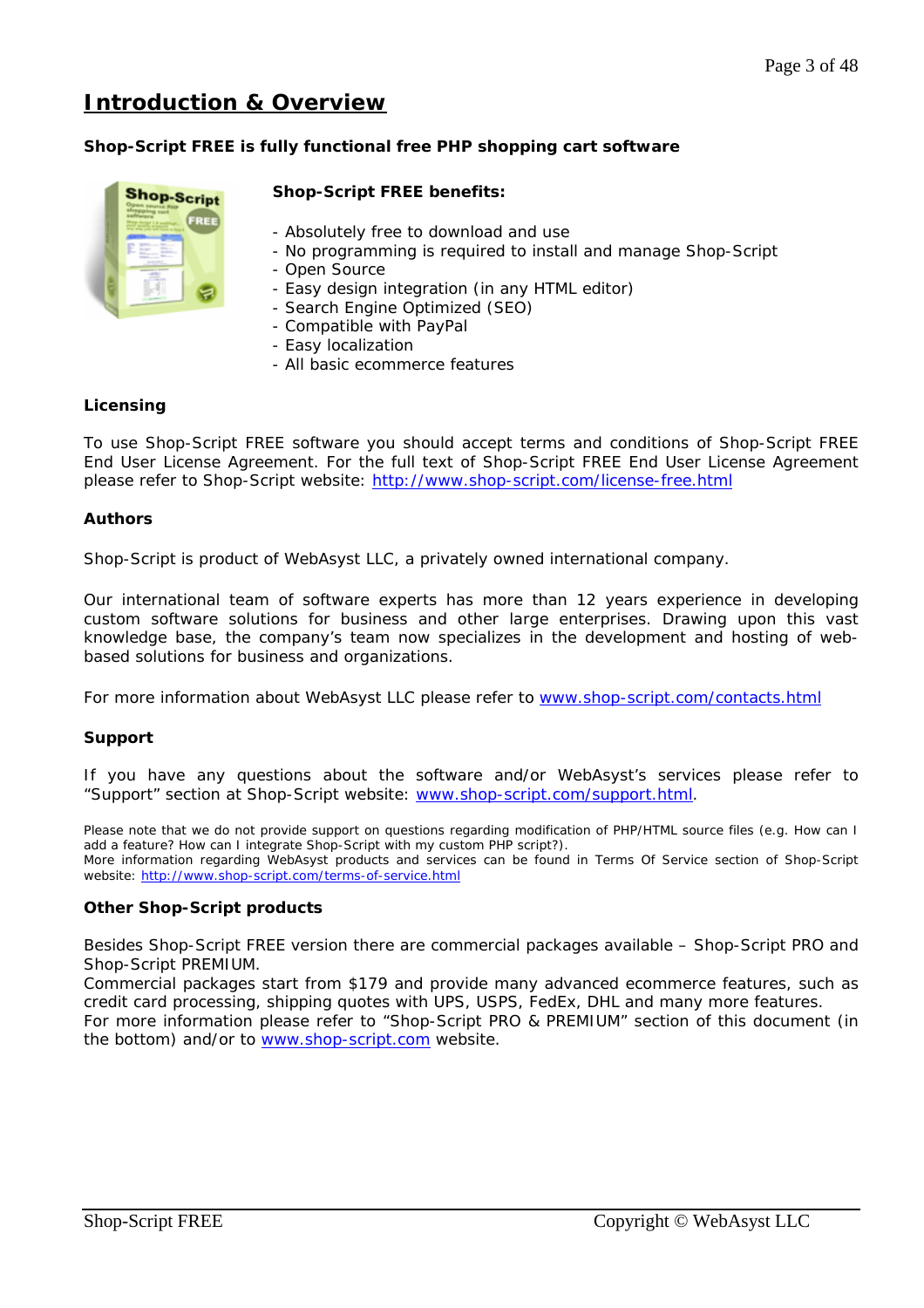# Introduction & Overview

**Shop-Script FREE is fully functional free PHP shopping cart software**

**Shop-Script FREE benefits:**

- Absolutely free to download and use
- No programming is required to install and manage Shop-Script
- Open Source
- Easy design integration (in any HTML editor)
- Search Engine Optimized (SEO)
- Compatible with PayPal
- Easy localization
- All basic ecommerce features

**Licensing**

To use Shop-Script FREE software you should accept terms and conditions of Shop-Script FREE End User License Agreement. For the full text of Shop-Script FREE End User License Agreement please refer to Shop-Script website: http://www.shop-script.com/license-free.html

**Authors**

Shop-Script is product of WebAsyst LLC, a privately owned international company.

Our international team of software experts has more than 12 years experience in developing custom software solutions for business and other large enterprises. Drawing upon this vast knowledge base, the company's team now specializes in the development and hosting of web-based solutions for business and organizations.

For more information about WebAsyst LLC please refer to www.shop-script.com/contacts.html

**Support**

If you have any questions about the software and/or WebAsyst's services please refer to "Support" section at Shop-Script website: www.shop-script.com/support.html.

Please note that we do not provide support on questions regarding modification of PHP/HTML source files (e.g. How can I add a feature? How can I integrate Shop-Script with my custom PHP script?).
More information regarding WebAsyst products and services can be found in Terms Of Service section of Shop-Script website: http://www.shop-script.com/terms-of-service.html

**Other Shop-Script products**

Besides Shop-Script FREE version there are commercial packages available – Shop-Script PRO and Shop-Script PREMIUM.
Commercial packages start from $179 and provide many advanced ecommerce features, such as credit card processing, shipping quotes with UPS, USPS, FedEx, DHL and many more features.
For more information please refer to "Shop-Script PRO & PREMIUM" section of this document (in the bottom) and/or to www.shop-script.com website.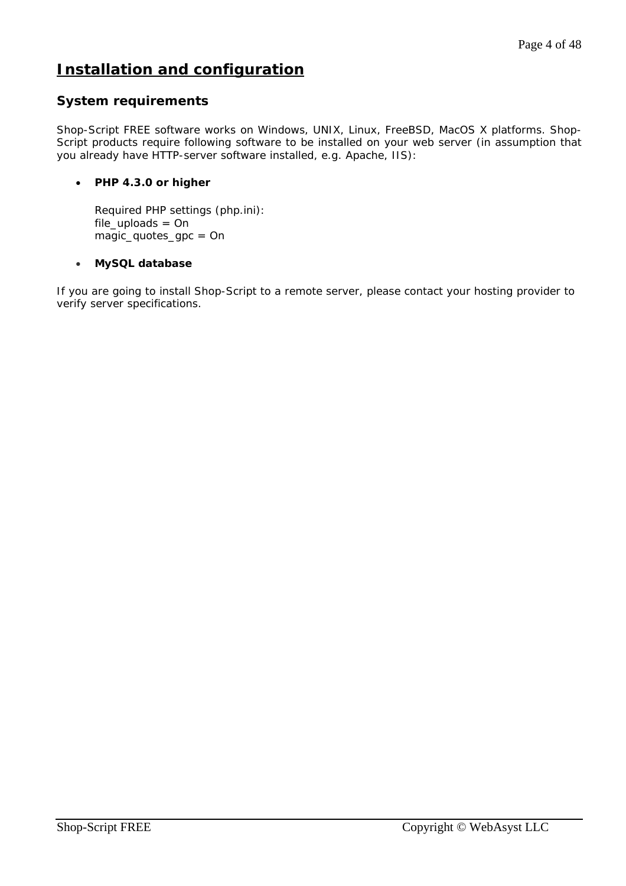# Installation and configuration

## System requirements

Shop-Script FREE software works on Windows, UNIX, Linux, FreeBSD, MacOS X platforms. Shop-Script products require following software to be installed on your web server (in assumption that you already have HTTP-server software installed, e.g. Apache, IIS):

- **PHP 4.3.0 or higher**

  Required PHP settings (php.ini):
  file_uploads = On
  magic_quotes_gpc = On

- **MySQL database**

If you are going to install Shop-Script to a remote server, please contact your hosting provider to verify server specifications.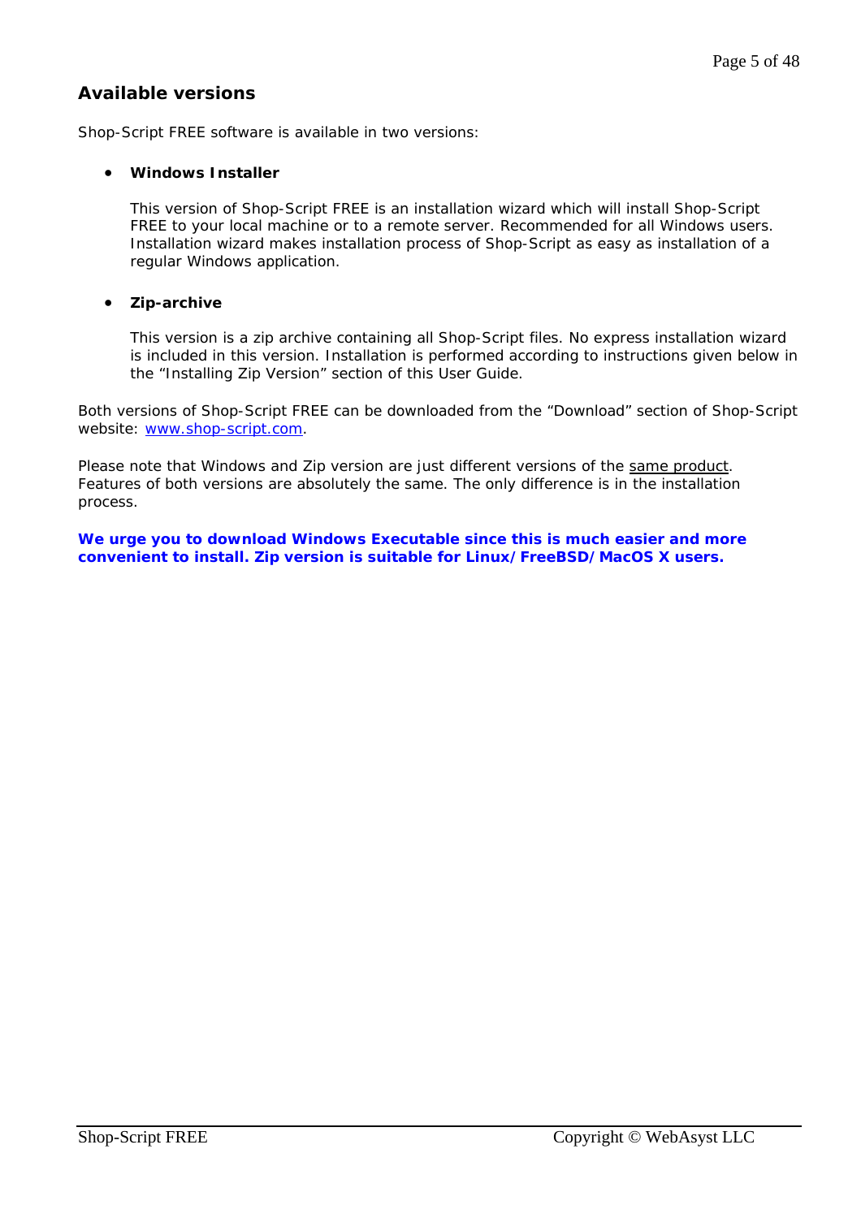## Available versions

Shop-Script FREE software is available in two versions:

- **Windows Installer**

  This version of Shop-Script FREE is an installation wizard which will install Shop-Script FREE to your local machine or to a remote server. Recommended for all Windows users. Installation wizard makes installation process of Shop-Script as easy as installation of a regular Windows application.

- **Zip-archive**

  This version is a zip archive containing all Shop-Script files. No express installation wizard is included in this version. Installation is performed according to instructions given below in the “Installing Zip Version” section of this User Guide.

Both versions of Shop-Script FREE can be downloaded from the “Download” section of Shop-Script website: www.shop-script.com.

Please note that Windows and Zip version are just different versions of the same product. Features of both versions are absolutely the same. The only difference is in the installation process.

**We urge you to download Windows Executable since this is much easier and more convenient to install. Zip version is suitable for Linux/FreeBSD/MacOS X users.**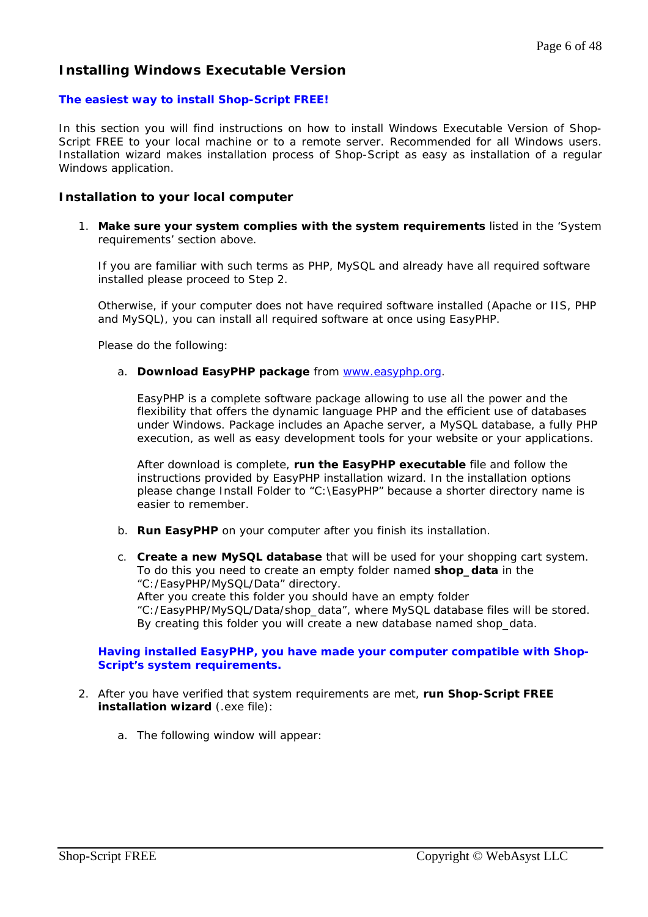## Installing Windows Executable Version

**The easiest way to install Shop-Script FREE!**

In this section you will find instructions on how to install Windows Executable Version of Shop-Script FREE to your local machine or to a remote server. Recommended for all Windows users. Installation wizard makes installation process of Shop-Script as easy as installation of a regular Windows application.

### Installation to your local computer

1. **Make sure your system complies with the system requirements** listed in the 'System requirements' section above.

   If you are familiar with such terms as PHP, MySQL and already have all required software installed please proceed to Step 2.

   Otherwise, if your computer does not have required software installed (Apache or IIS, PHP and MySQL), you can install all required software at once using EasyPHP.

   Please do the following:

   a. **Download EasyPHP package** from [www.easyphp.org](http://www.easyphp.org).

      EasyPHP is a complete software package allowing to use all the power and the flexibility that offers the dynamic language PHP and the efficient use of databases under Windows. Package includes an Apache server, a MySQL database, a fully PHP execution, as well as easy development tools for your website or your applications.

      After download is complete, **run the EasyPHP executable** file and follow the instructions provided by EasyPHP installation wizard. In the installation options please change Install Folder to "C:\EasyPHP" because a shorter directory name is easier to remember.

   b. **Run EasyPHP** on your computer after you finish its installation.

   c. **Create a new MySQL database** that will be used for your shopping cart system. To do this you need to create an empty folder named **shop_data** in the "C:/EasyPHP/MySQL/Data" directory.
      After you create this folder you should have an empty folder "C:/EasyPHP/MySQL/Data/shop_data", where MySQL database files will be stored. By creating this folder you will create a new database named shop_data.

   **Having installed EasyPHP, you have made your computer compatible with Shop-Script's system requirements.**

2. After you have verified that system requirements are met, **run Shop-Script FREE installation wizard** (.exe file):

   a. The following window will appear: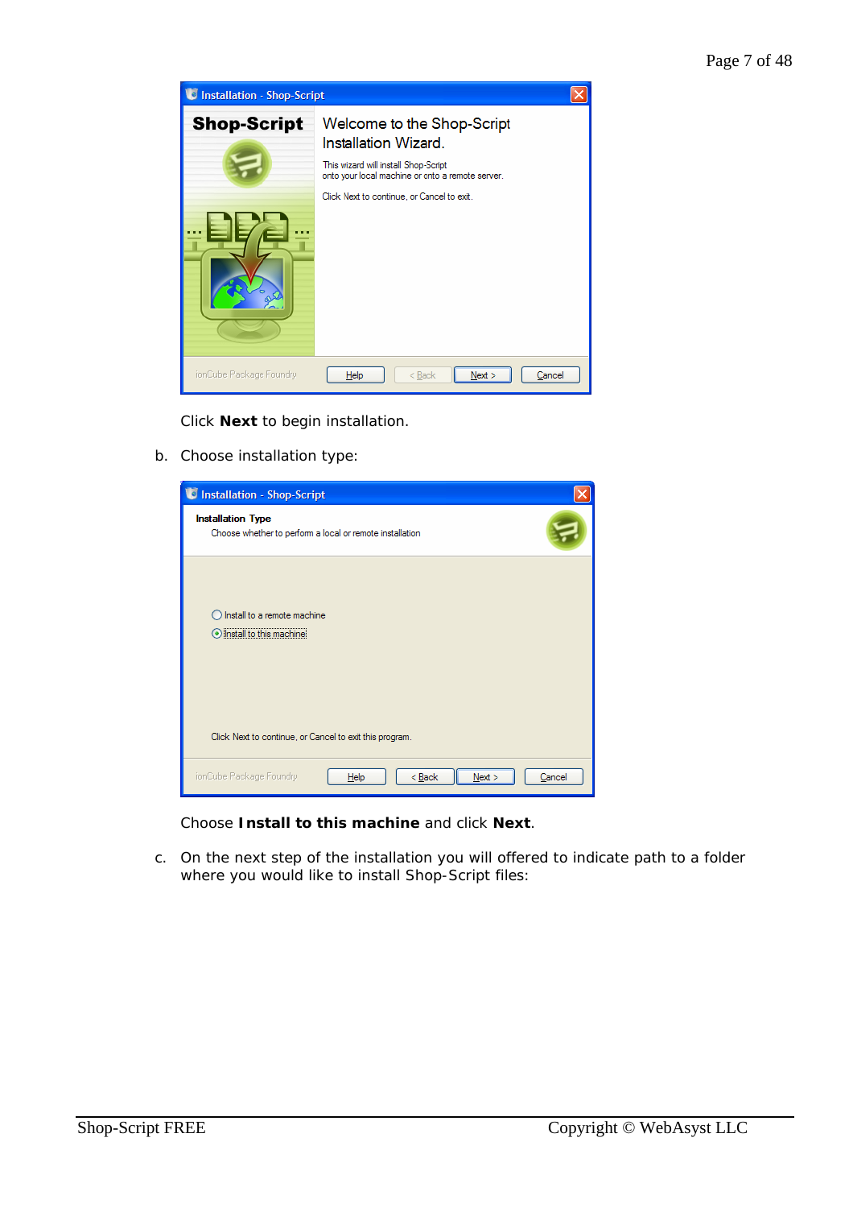Click **Next** to begin installation.

b. Choose installation type:

Choose **Install to this machine** and click **Next**.

c. On the next step of the installation you will offered to indicate path to a folder where you would like to install Shop-Script files: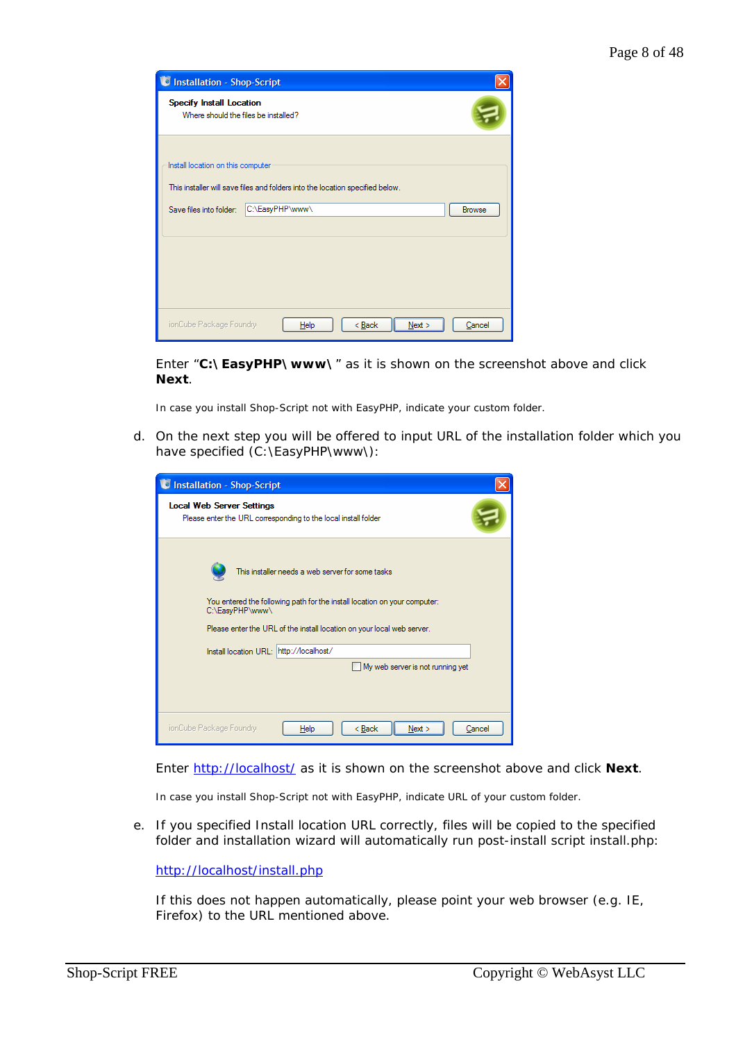Enter "**C:\ EasyPHP\ www\** " as it is shown on the screenshot above and click **Next**.

In case you install Shop-Script not with EasyPHP, indicate your custom folder.

d. On the next step you will be offered to input URL of the installation folder which you have specified (C:\EasyPHP\www\):

Enter http://localhost/ as it is shown on the screenshot above and click **Next**.

In case you install Shop-Script not with EasyPHP, indicate URL of your custom folder.

e. If you specified Install location URL correctly, files will be copied to the specified folder and installation wizard will automatically run post-install script install.php:

http://localhost/install.php

If this does not happen automatically, please point your web browser (e.g. IE, Firefox) to the URL mentioned above.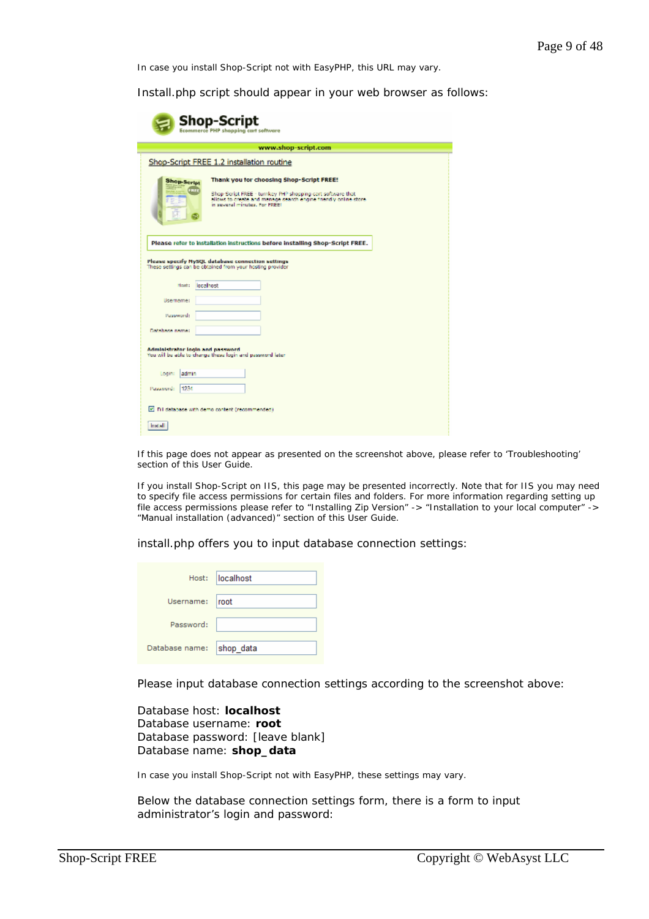In case you install Shop-Script not with EasyPHP, this URL may vary.

Install.php script should appear in your web browser as follows:

If this page does not appear as presented on the screenshot above, please refer to 'Troubleshooting' section of this User Guide.

If you install Shop-Script on IIS, this page may be presented incorrectly. Note that for IIS you may need to specify file access permissions for certain files and folders. For more information regarding setting up file access permissions please refer to "Installing Zip Version" -> "Installation to your local computer" -> "Manual installation (advanced)" section of this User Guide.

install.php offers you to input database connection settings:

Please input database connection settings according to the screenshot above:

Database host: **localhost**
Database username: **root**
Database password: [leave blank]
Database name: **shop_data**

In case you install Shop-Script not with EasyPHP, these settings may vary.

Below the database connection settings form, there is a form to input administrator's login and password: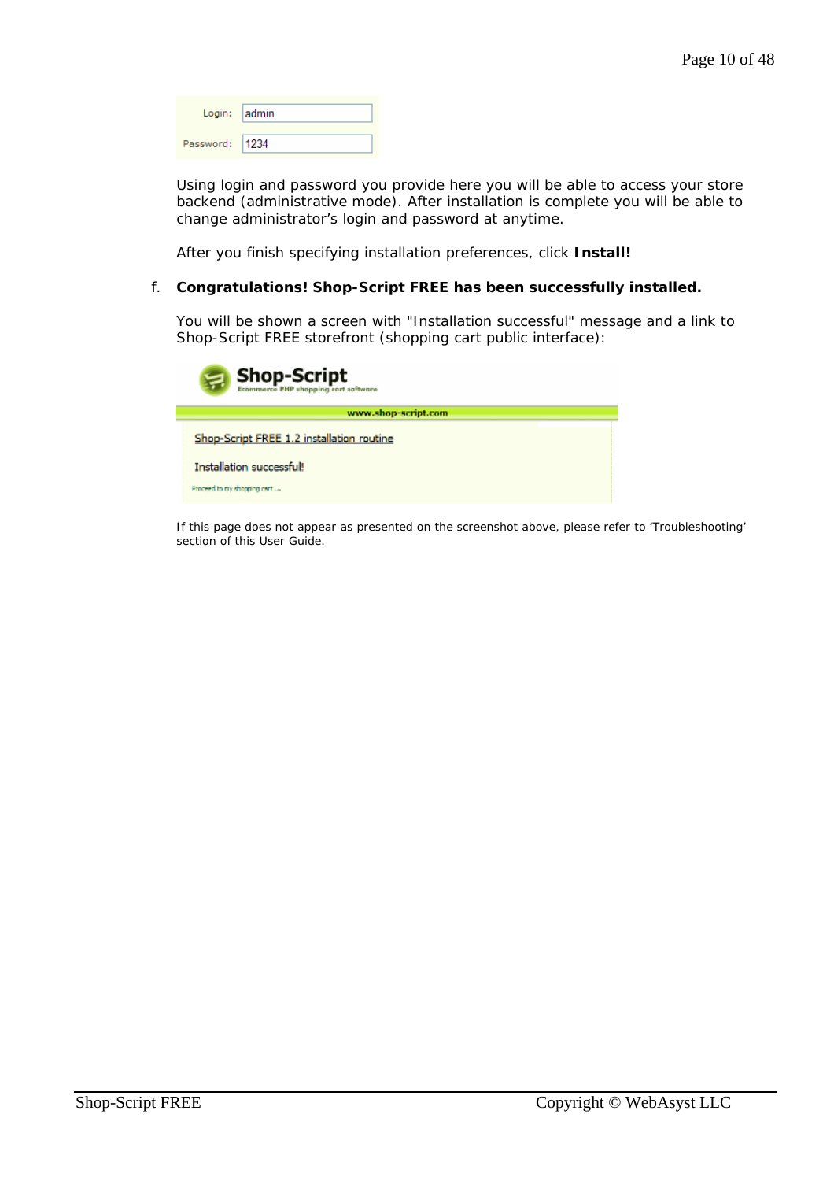Login: admin

Password: 1234

Using login and password you provide here you will be able to access your store backend (administrative mode). After installation is complete you will be able to change administrator's login and password at anytime.

After you finish specifying installation preferences, click **Install!**

f. **Congratulations! Shop-Script FREE has been successfully installed.**

You will be shown a screen with "Installation successful" message and a link to Shop-Script FREE storefront (shopping cart public interface):

Shop-Script
Ecommerce PHP shopping cart software

www.shop-script.com

Shop-Script FREE 1.2 installation routine

Installation successful!

Proceed to my shopping cart ...

If this page does not appear as presented on the screenshot above, please refer to 'Troubleshooting' section of this User Guide.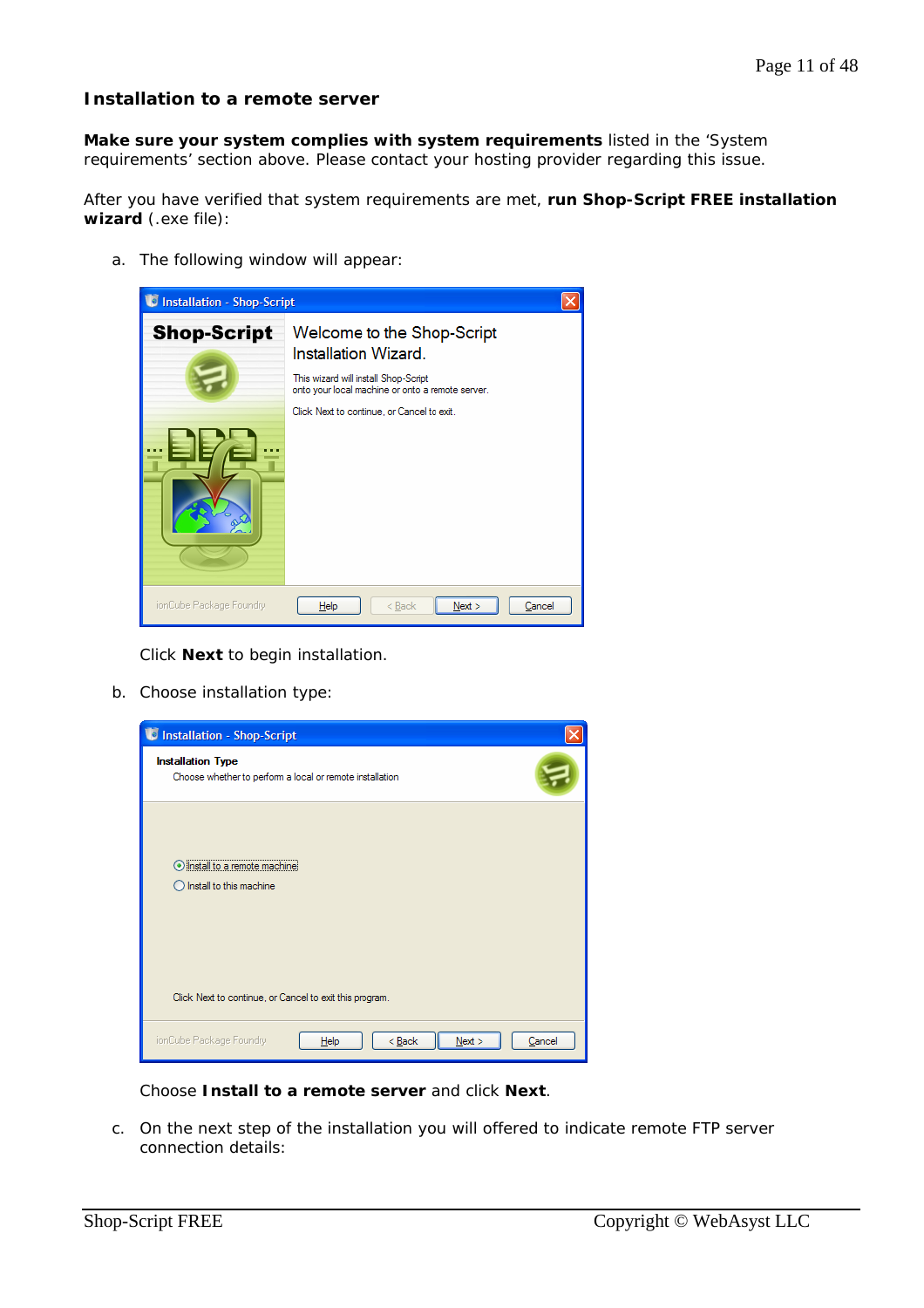## Installation to a remote server

**Make sure your system complies with system requirements** listed in the 'System requirements' section above. Please contact your hosting provider regarding this issue.

After you have verified that system requirements are met, **run Shop-Script FREE installation wizard** (.exe file):

a. The following window will appear:

Click **Next** to begin installation.

b. Choose installation type:

Choose **Install to a remote server** and click **Next**.

c. On the next step of the installation you will offered to indicate remote FTP server connection details: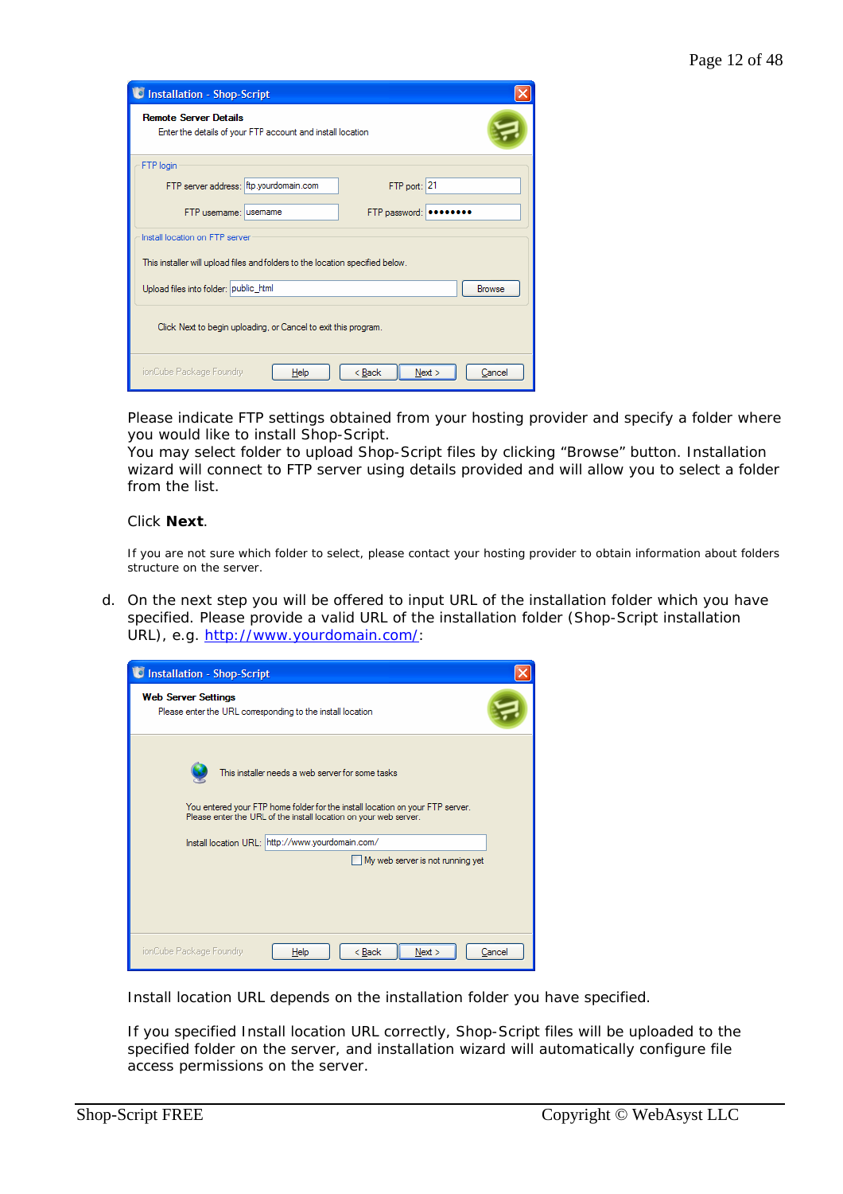Please indicate FTP settings obtained from your hosting provider and specify a folder where you would like to install Shop-Script.
You may select folder to upload Shop-Script files by clicking “Browse” button. Installation wizard will connect to FTP server using details provided and will allow you to select a folder from the list.

Click **Next**.

If you are not sure which folder to select, please contact your hosting provider to obtain information about folders structure on the server.

d. On the next step you will be offered to input URL of the installation folder which you have specified. Please provide a valid URL of the installation folder (Shop-Script installation URL), e.g. http://www.yourdomain.com/:

Install location URL depends on the installation folder you have specified.

If you specified Install location URL correctly, Shop-Script files will be uploaded to the specified folder on the server, and installation wizard will automatically configure file access permissions on the server.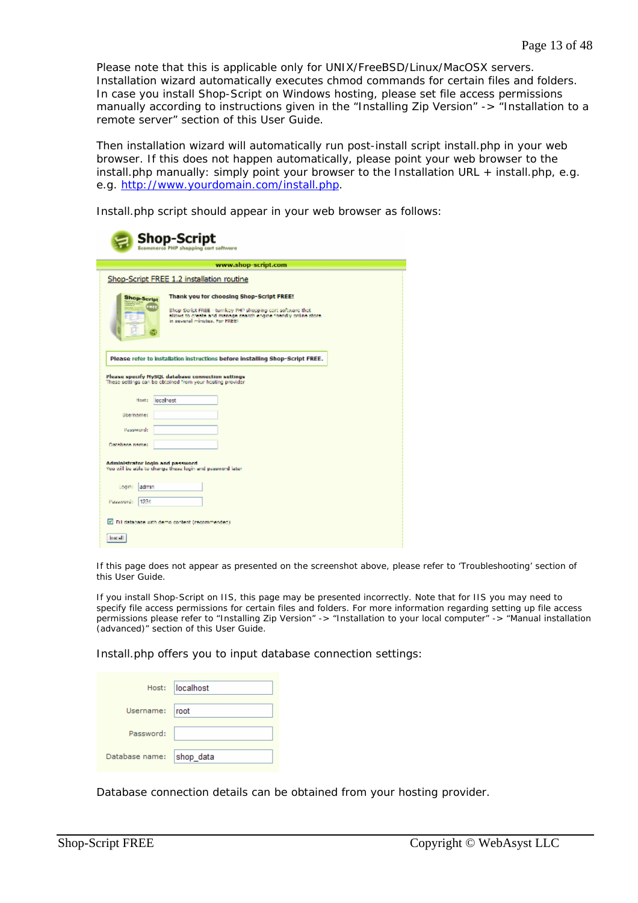Please note that this is applicable only for UNIX/FreeBSD/Linux/MacOSX servers. Installation wizard automatically executes chmod commands for certain files and folders. In case you install Shop-Script on Windows hosting, please set file access permissions manually according to instructions given in the “Installing Zip Version” -> “Installation to a remote server” section of this User Guide.

Then installation wizard will automatically run post-install script install.php in your web browser. If this does not happen automatically, please point your web browser to the install.php manually: simply point your browser to the Installation URL + install.php, e.g. e.g. http://www.yourdomain.com/install.php.

Install.php script should appear in your web browser as follows:

If this page does not appear as presented on the screenshot above, please refer to ‘Troubleshooting’ section of this User Guide.

If you install Shop-Script on IIS, this page may be presented incorrectly. Note that for IIS you may need to specify file access permissions for certain files and folders. For more information regarding setting up file access permissions please refer to “Installing Zip Version” -> “Installation to your local computer” -> “Manual installation (advanced)” section of this User Guide.

Install.php offers you to input database connection settings:

Database connection details can be obtained from your hosting provider.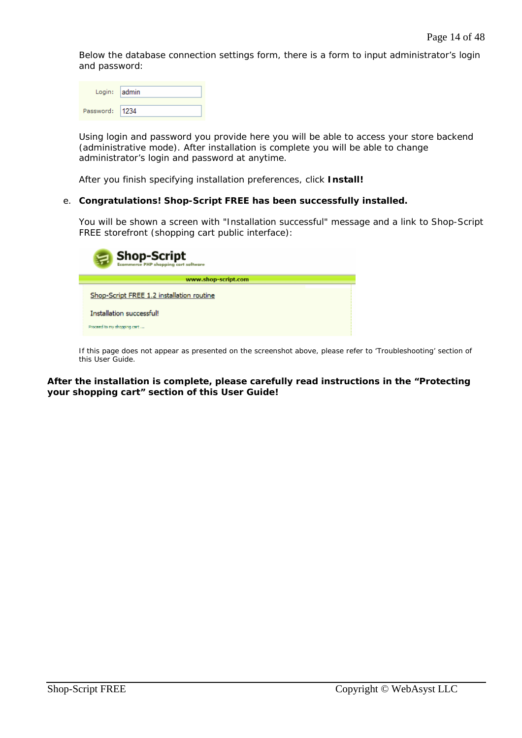Below the database connection settings form, there is a form to input administrator's login and password:

Login: admin

Password: 1234

Using login and password you provide here you will be able to access your store backend (administrative mode). After installation is complete you will be able to change administrator's login and password at anytime.

After you finish specifying installation preferences, click **Install!**

e. **Congratulations! Shop-Script FREE has been successfully installed.**

You will be shown a screen with "Installation successful" message and a link to Shop-Script FREE storefront (shopping cart public interface):

Shop-Script
Ecommerce PHP shopping cart software

www.shop-script.com

Shop-Script FREE 1.2 installation routine

Installation successful!

Proceed to my shopping cart ...

If this page does not appear as presented on the screenshot above, please refer to 'Troubleshooting' section of this User Guide.

**After the installation is complete, please carefully read instructions in the "Protecting your shopping cart" section of this User Guide!**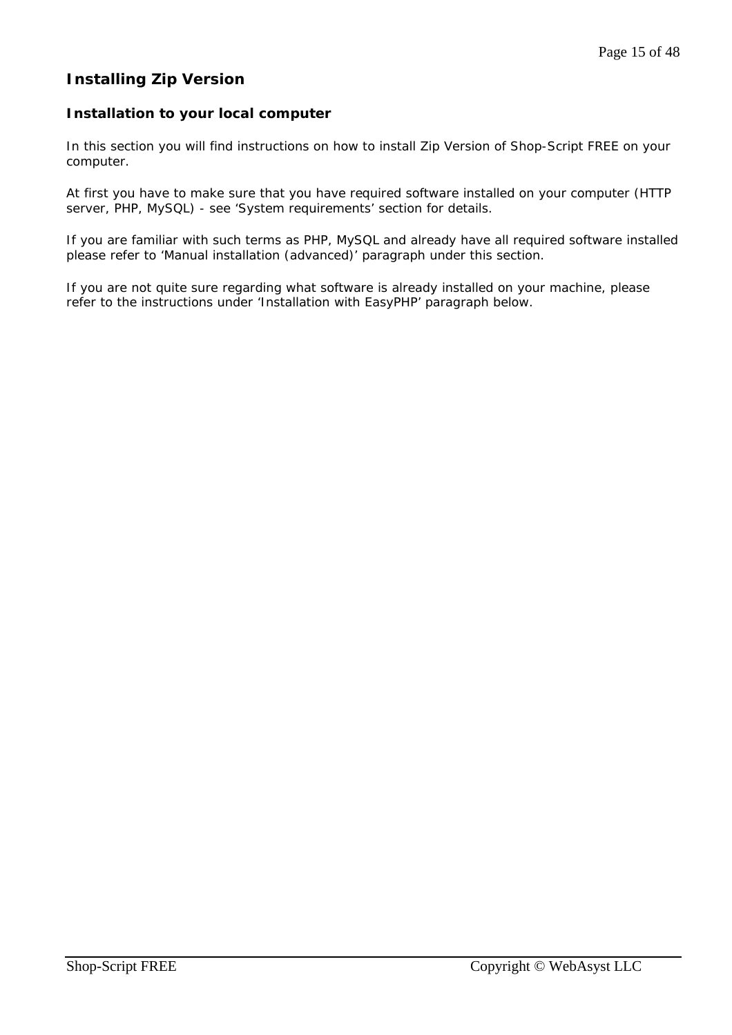## Installing Zip Version

### Installation to your local computer

In this section you will find instructions on how to install Zip Version of Shop-Script FREE on your computer.

At first you have to make sure that you have required software installed on your computer (HTTP server, PHP, MySQL) - see 'System requirements' section for details.

If you are familiar with such terms as PHP, MySQL and already have all required software installed please refer to 'Manual installation (advanced)' paragraph under this section.

If you are not quite sure regarding what software is already installed on your machine, please refer to the instructions under 'Installation with EasyPHP' paragraph below.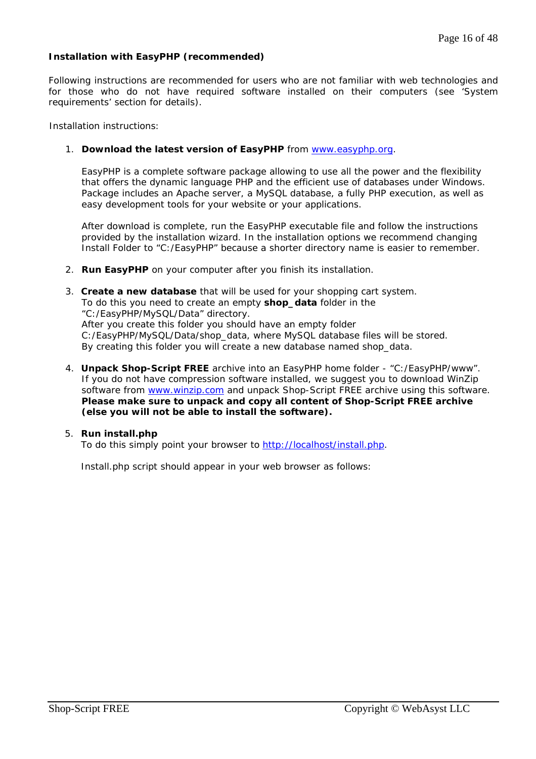**Installation with EasyPHP (recommended)**

Following instructions are recommended for users who are not familiar with web technologies and for those who do not have required software installed on their computers (see 'System requirements' section for details).

Installation instructions:

1. **Download the latest version of EasyPHP** from [www.easyphp.org](http://www.easyphp.org).

   EasyPHP is a complete software package allowing to use all the power and the flexibility that offers the dynamic language PHP and the efficient use of databases under Windows. Package includes an Apache server, a MySQL database, a fully PHP execution, as well as easy development tools for your website or your applications.

   After download is complete, run the EasyPHP executable file and follow the instructions provided by the installation wizard. In the installation options we recommend changing Install Folder to "C:/EasyPHP" because a shorter directory name is easier to remember.

2. **Run EasyPHP** on your computer after you finish its installation.

3. **Create a new database** that will be used for your shopping cart system.
   To do this you need to create an empty **shop_data** folder in the "C:/EasyPHP/MySQL/Data" directory.
   After you create this folder you should have an empty folder C:/EasyPHP/MySQL/Data/shop_data, where MySQL database files will be stored.
   By creating this folder you will create a new database named shop_data.

4. **Unpack Shop-Script FREE** archive into an EasyPHP home folder - "C:/EasyPHP/www".
   If you do not have compression software installed, we suggest you to download WinZip software from [www.winzip.com](http://www.winzip.com) and unpack Shop-Script FREE archive using this software.
   **Please make sure to unpack and copy all content of Shop-Script FREE archive (else you will not be able to install the software).**

5. **Run install.php**
   To do this simply point your browser to [http://localhost/install.php](http://localhost/install.php).

   Install.php script should appear in your web browser as follows: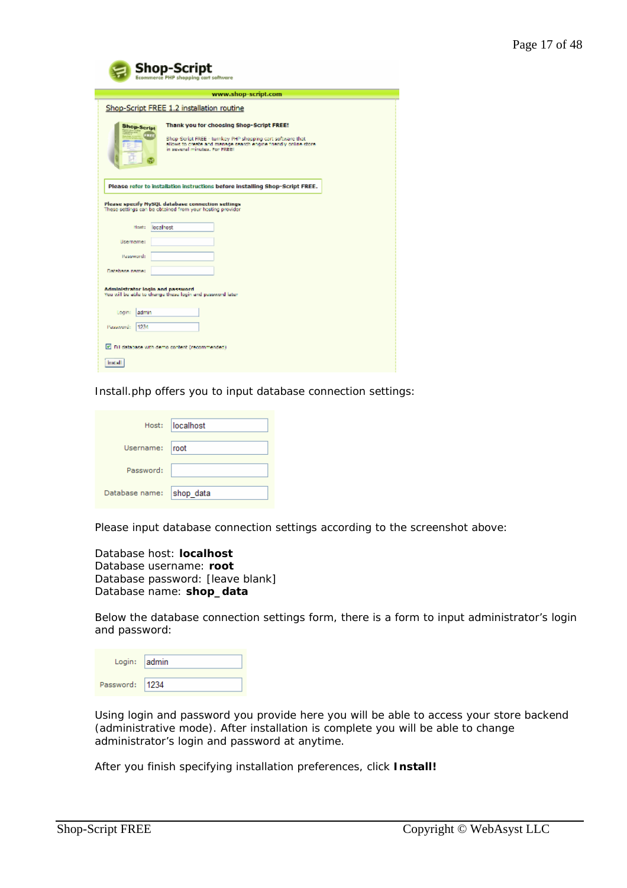Install.php offers you to input database connection settings:

Please input database connection settings according to the screenshot above:

Database host: **localhost**
Database username: **root**
Database password: [leave blank]
Database name: **shop_data**

Below the database connection settings form, there is a form to input administrator's login and password:

Using login and password you provide here you will be able to access your store backend (administrative mode). After installation is complete you will be able to change administrator's login and password at anytime.

After you finish specifying installation preferences, click **Install!**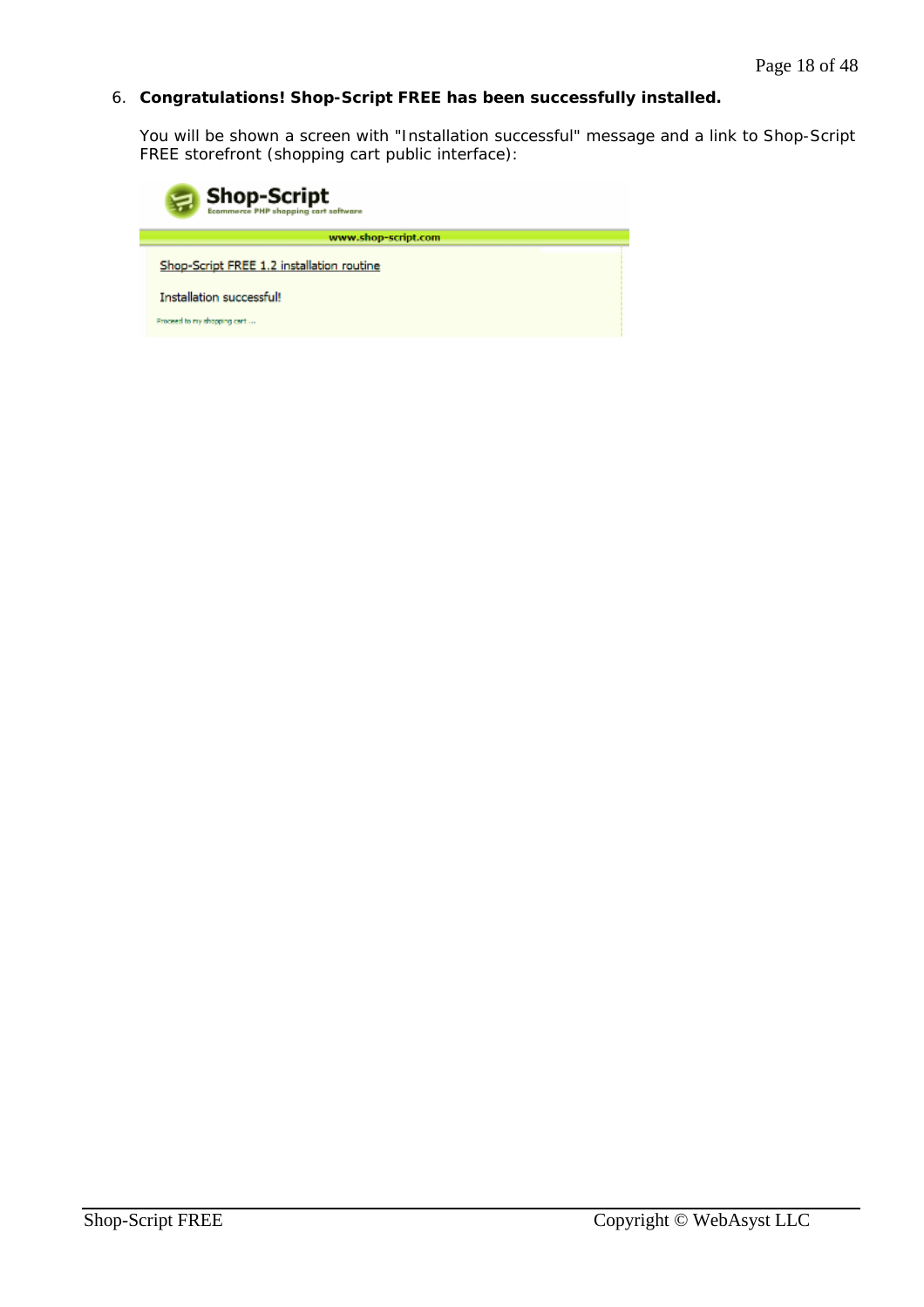6. **Congratulations! Shop-Script FREE has been successfully installed.**

   You will be shown a screen with "Installation successful" message and a link to Shop-Script FREE storefront (shopping cart public interface):

   Shop-Script
   Ecommerce PHP shopping cart software

   www.shop-script.com

   Shop-Script FREE 1.2 installation routine

   Installation successful!

   Proceed to my shopping cart ...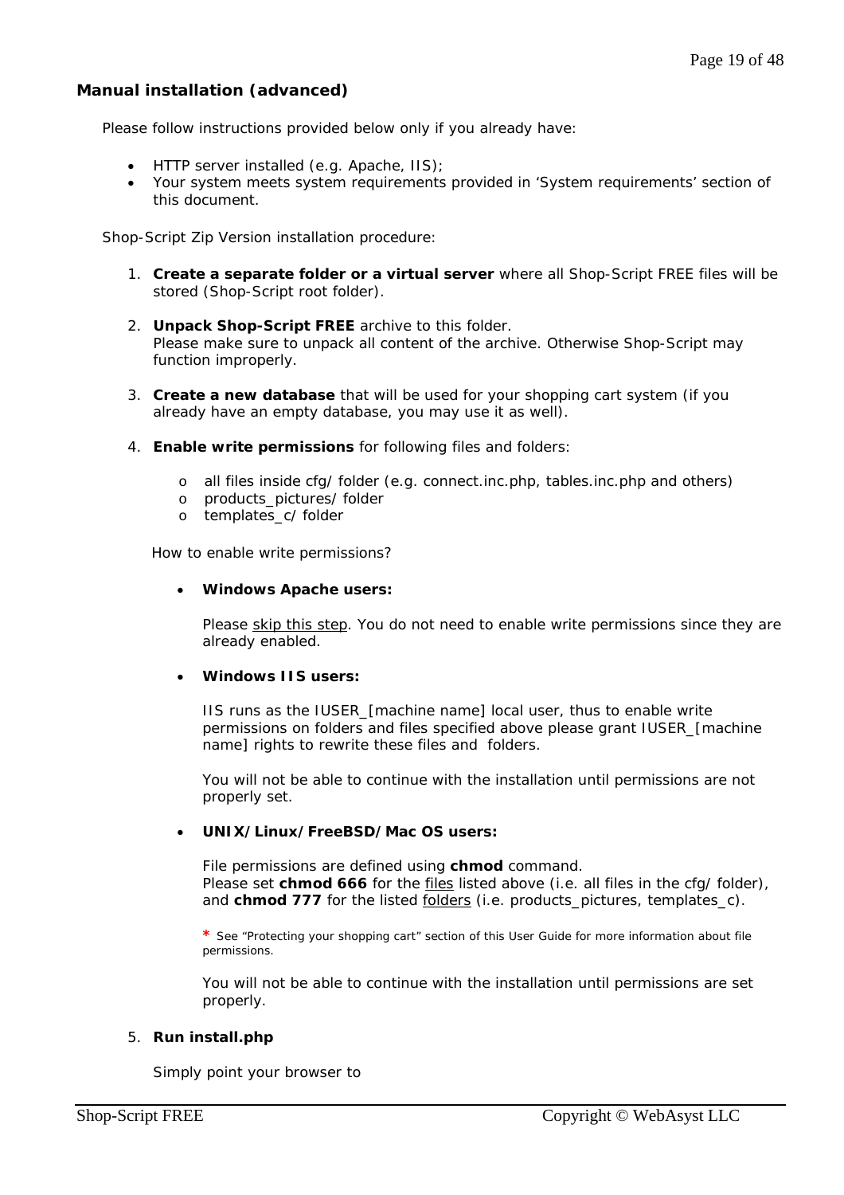## Manual installation (advanced)

Please follow instructions provided below only if you already have:

- HTTP server installed (e.g. Apache, IIS);
- Your system meets system requirements provided in 'System requirements' section of this document.

Shop-Script Zip Version installation procedure:

1. **Create a separate folder or a virtual server** where all Shop-Script FREE files will be stored (Shop-Script root folder).

2. **Unpack Shop-Script FREE** archive to this folder.
   Please make sure to unpack all content of the archive. Otherwise Shop-Script may function improperly.

3. **Create a new database** that will be used for your shopping cart system (if you already have an empty database, you may use it as well).

4. **Enable write permissions** for following files and folders:

   - all files inside cfg/ folder (e.g. connect.inc.php, tables.inc.php and others)
   - products_pictures/ folder
   - templates_c/ folder

   How to enable write permissions?

   - **Windows Apache users:**

     Please skip this step. You do not need to enable write permissions since they are already enabled.

   - **Windows IIS users:**

     IIS runs as the IUSER_[machine name] local user, thus to enable write permissions on folders and files specified above please grant IUSER_[machine name] rights to rewrite these files and folders.

     You will not be able to continue with the installation until permissions are not properly set.

   - **UNIX/Linux/FreeBSD/Mac OS users:**

     File permissions are defined using **chmod** command.
     Please set **chmod 666** for the files listed above (i.e. all files in the cfg/ folder), and **chmod 777** for the listed folders (i.e. products_pictures, templates_c).

     * See "Protecting your shopping cart" section of this User Guide for more information about file permissions.

     You will not be able to continue with the installation until permissions are set properly.

5. **Run install.php**

   Simply point your browser to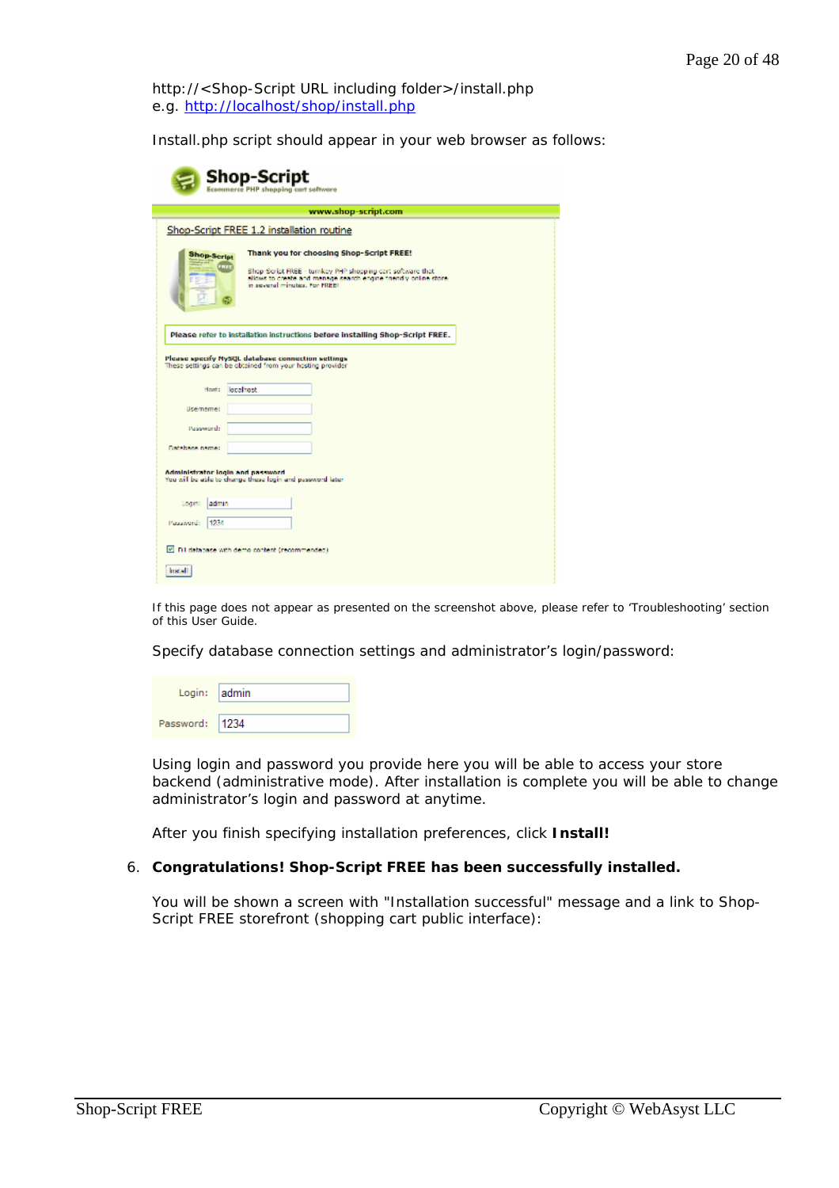http://<Shop-Script URL including folder>/install.php
e.g. http://localhost/shop/install.php

Install.php script should appear in your web browser as follows:

If this page does not appear as presented on the screenshot above, please refer to 'Troubleshooting' section of this User Guide.

Specify database connection settings and administrator's login/password:

Using login and password you provide here you will be able to access your store backend (administrative mode). After installation is complete you will be able to change administrator's login and password at anytime.

After you finish specifying installation preferences, click **Install!**

6. **Congratulations! Shop-Script FREE has been successfully installed.**

   You will be shown a screen with "Installation successful" message and a link to Shop-Script FREE storefront (shopping cart public interface):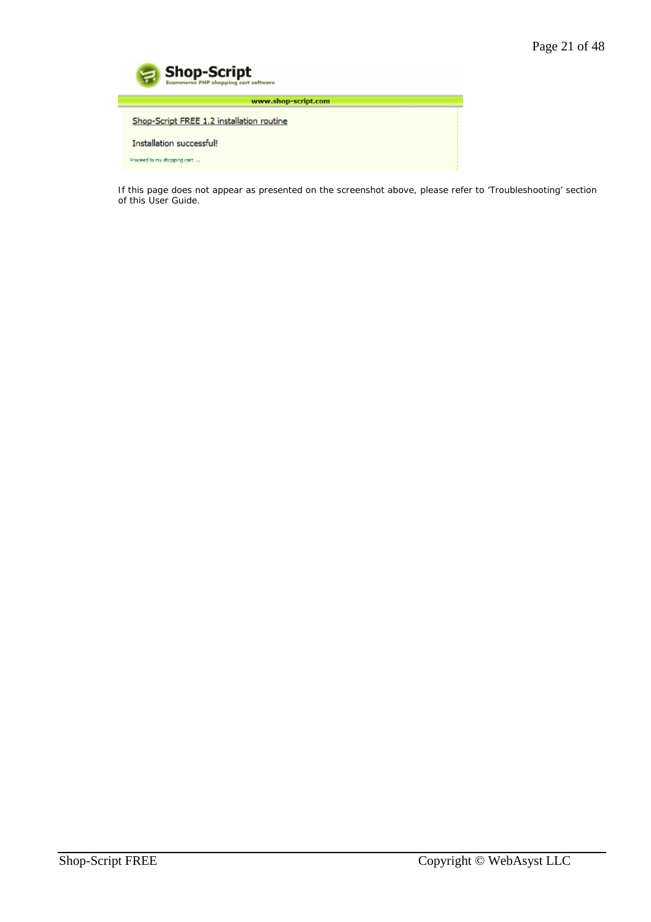If this page does not appear as presented on the screenshot above, please refer to 'Troubleshooting' section of this User Guide.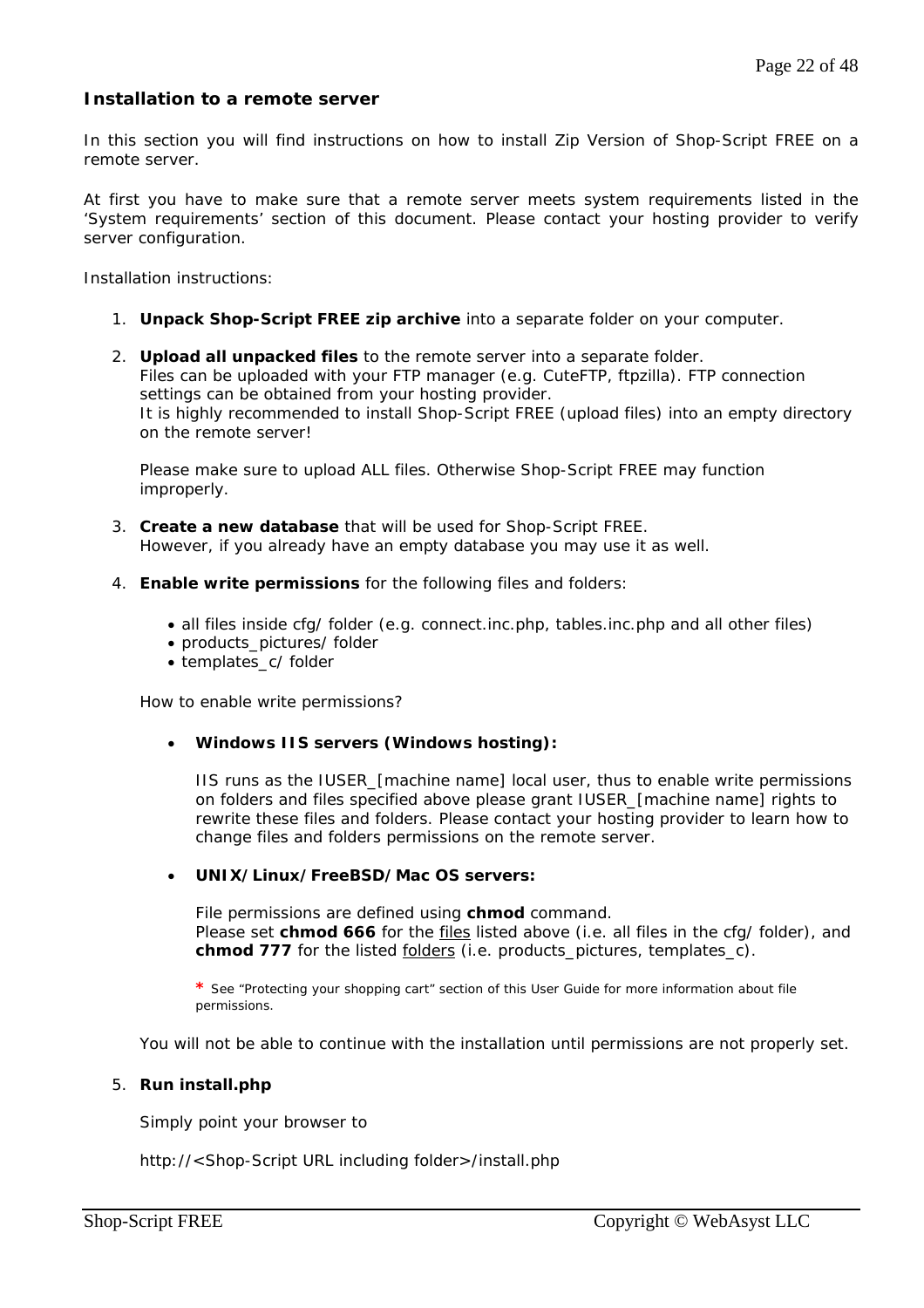## Installation to a remote server

In this section you will find instructions on how to install Zip Version of Shop-Script FREE on a remote server.

At first you have to make sure that a remote server meets system requirements listed in the 'System requirements' section of this document. Please contact your hosting provider to verify server configuration.

Installation instructions:

1. **Unpack Shop-Script FREE zip archive** into a separate folder on your computer.

2. **Upload all unpacked files** to the remote server into a separate folder.
   Files can be uploaded with your FTP manager (e.g. CuteFTP, ftpzilla). FTP connection settings can be obtained from your hosting provider.
   It is highly recommended to install Shop-Script FREE (upload files) into an empty directory on the remote server!

   Please make sure to upload ALL files. Otherwise Shop-Script FREE may function improperly.

3. **Create a new database** that will be used for Shop-Script FREE.
   However, if you already have an empty database you may use it as well.

4. **Enable write permissions** for the following files and folders:

   - all files inside cfg/ folder (e.g. connect.inc.php, tables.inc.php and all other files)
   - products_pictures/ folder
   - templates_c/ folder

   How to enable write permissions?

   - **Windows IIS servers (Windows hosting):**

     IIS runs as the IUSER_[machine name] local user, thus to enable write permissions on folders and files specified above please grant IUSER_[machine name] rights to rewrite these files and folders. Please contact your hosting provider to learn how to change files and folders permissions on the remote server.

   - **UNIX/Linux/FreeBSD/Mac OS servers:**

     File permissions are defined using **chmod** command.
     Please set **chmod 666** for the <u>files</u> listed above (i.e. all files in the cfg/ folder), and **chmod 777** for the listed <u>folders</u> (i.e. products_pictures, templates_c).

     \* See "Protecting your shopping cart" section of this User Guide for more information about file permissions.

   You will not be able to continue with the installation until permissions are not properly set.

5. **Run install.php**

   Simply point your browser to

   http://<Shop-Script URL including folder>/install.php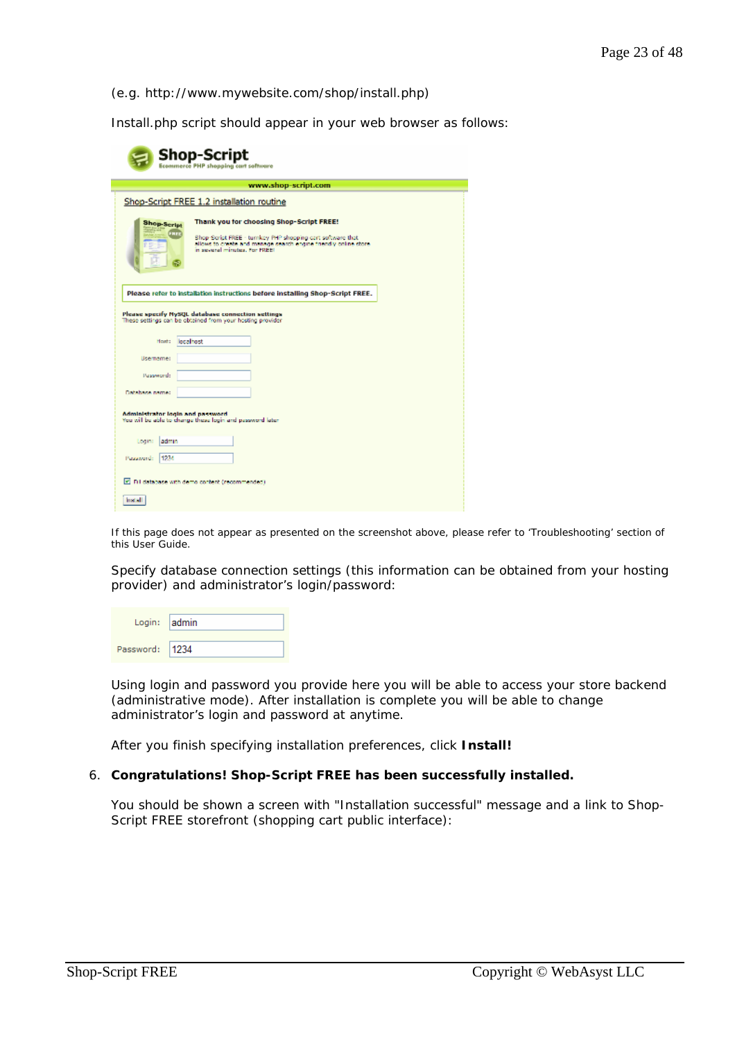(e.g. http://www.mywebsite.com/shop/install.php)

Install.php script should appear in your web browser as follows:

If this page does not appear as presented on the screenshot above, please refer to 'Troubleshooting' section of this User Guide.

Specify database connection settings (this information can be obtained from your hosting provider) and administrator's login/password:

Login: admin

Password: 1234

Using login and password you provide here you will be able to access your store backend (administrative mode). After installation is complete you will be able to change administrator's login and password at anytime.

After you finish specifying installation preferences, click **Install!**

6. **Congratulations! Shop-Script FREE has been successfully installed.**

   You should be shown a screen with "Installation successful" message and a link to Shop-Script FREE storefront (shopping cart public interface):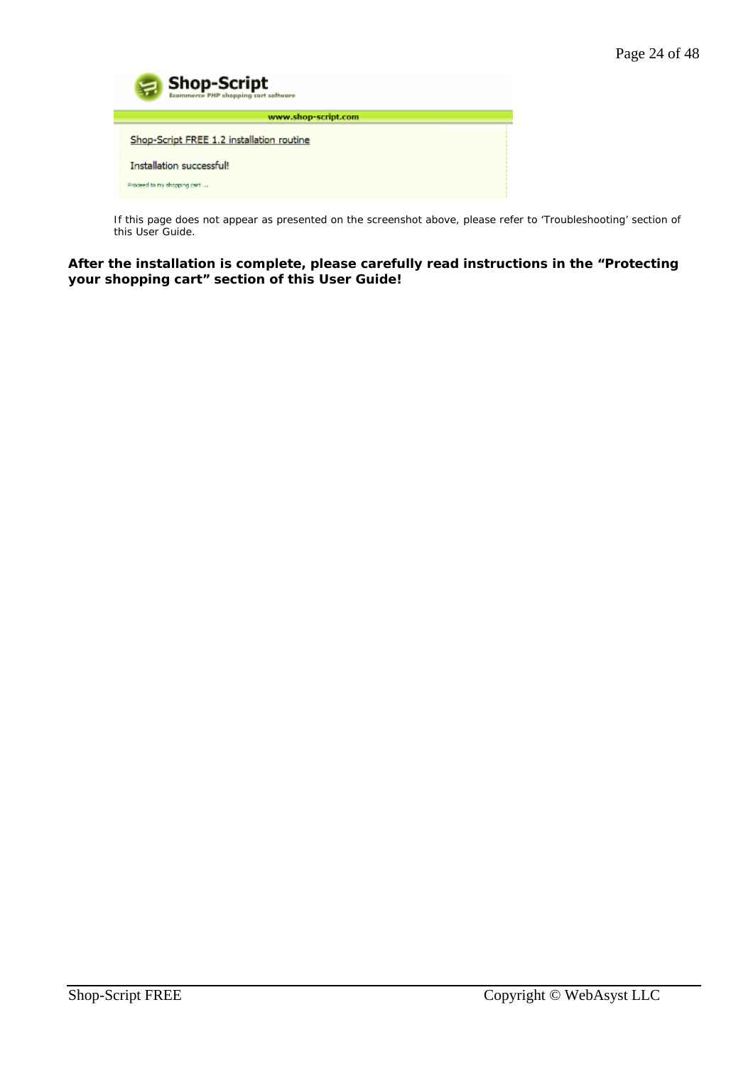Shop-Script

Ecommerce PHP shopping cart software

www.shop-script.com

Shop-Script FREE 1.2 installation routine

Installation successful!

Proceed to my shopping cart ...

If this page does not appear as presented on the screenshot above, please refer to 'Troubleshooting' section of this User Guide.

**After the installation is complete, please carefully read instructions in the "Protecting your shopping cart" section of this User Guide!**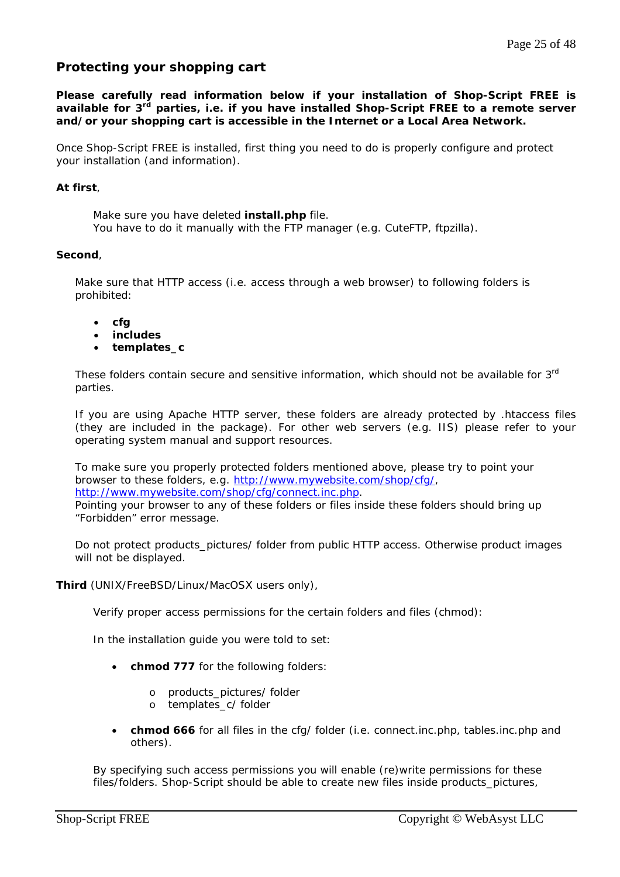## Protecting your shopping cart

**Please carefully read information below if your installation of Shop-Script FREE is available for 3rd parties, i.e. if you have installed Shop-Script FREE to a remote server and/or your shopping cart is accessible in the Internet or a Local Area Network.**

Once Shop-Script FREE is installed, first thing you need to do is properly configure and protect your installation (and information).

**At first**,

Make sure you have deleted **install.php** file.
You have to do it manually with the FTP manager (e.g. CuteFTP, ftpzilla).

**Second**,

Make sure that HTTP access (i.e. access through a web browser) to following folders is prohibited:

- **cfg**
- **includes**
- **templates_c**

These folders contain secure and sensitive information, which should not be available for 3rd parties.

If you are using Apache HTTP server, these folders are already protected by .htaccess files (they are included in the package). For other web servers (e.g. IIS) please refer to your operating system manual and support resources.

To make sure you properly protected folders mentioned above, please try to point your browser to these folders, e.g. [http://www.mywebsite.com/shop/cfg/](http://www.mywebsite.com/shop/cfg/), [http://www.mywebsite.com/shop/cfg/connect.inc.php](http://www.mywebsite.com/shop/cfg/connect.inc.php).
Pointing your browser to any of these folders or files inside these folders should bring up "Forbidden" error message.

Do not protect products_pictures/ folder from public HTTP access. Otherwise product images will not be displayed.

**Third** (UNIX/FreeBSD/Linux/MacOSX users only),

Verify proper access permissions for the certain folders and files (chmod):

In the installation guide you were told to set:

- **chmod 777** for the following folders:
  - products_pictures/ folder
  - templates_c/ folder
- **chmod 666** for all files in the cfg/ folder (i.e. connect.inc.php, tables.inc.php and others).

By specifying such access permissions you will enable (re)write permissions for these files/folders. Shop-Script should be able to create new files inside products_pictures,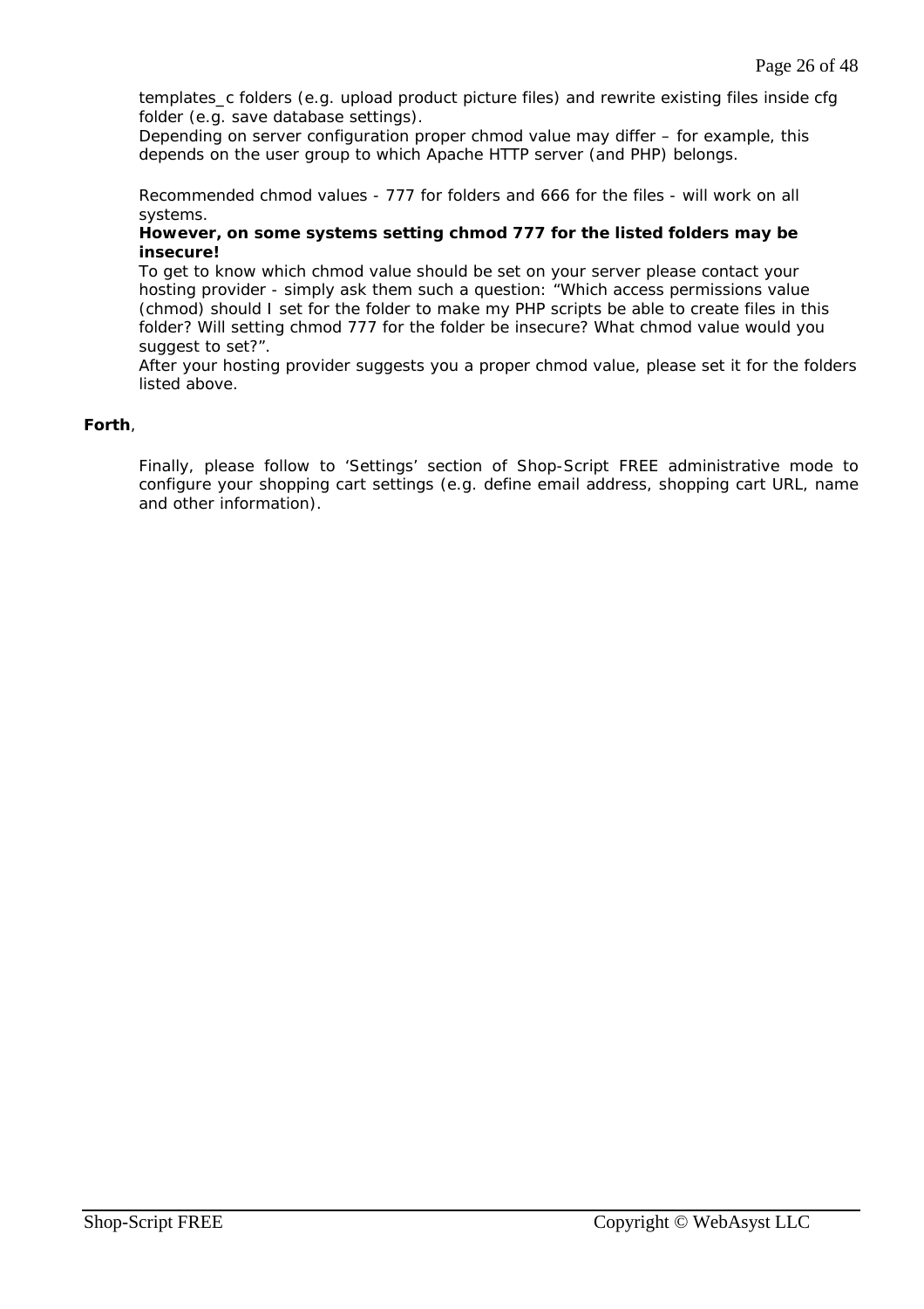templates_c folders (e.g. upload product picture files) and rewrite existing files inside cfg folder (e.g. save database settings).
Depending on server configuration proper chmod value may differ – for example, this depends on the user group to which Apache HTTP server (and PHP) belongs.

Recommended chmod values - 777 for folders and 666 for the files - will work on all systems.
**However, on some systems setting chmod 777 for the listed folders may be insecure!**
To get to know which chmod value should be set on your server please contact your hosting provider - simply ask them such a question: "Which access permissions value (chmod) should I set for the folder to make my PHP scripts be able to create files in this folder? Will setting chmod 777 for the folder be insecure? What chmod value would you suggest to set?".
After your hosting provider suggests you a proper chmod value, please set it for the folders listed above.

**Forth**,

Finally, please follow to 'Settings' section of Shop-Script FREE administrative mode to configure your shopping cart settings (e.g. define email address, shopping cart URL, name and other information).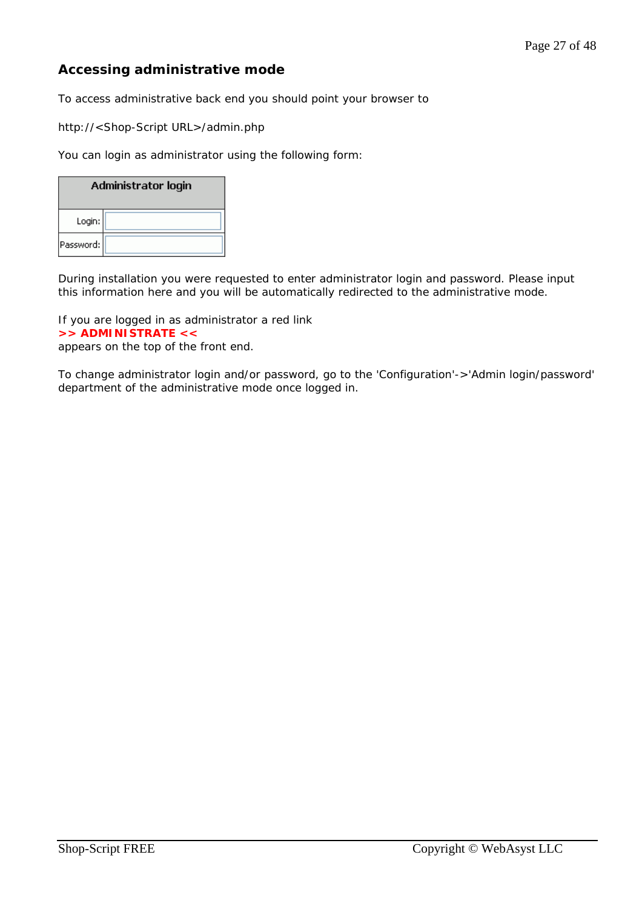## Accessing administrative mode

To access administrative back end you should point your browser to

http://<Shop-Script URL>/admin.php

You can login as administrator using the following form:

| Administrator login | |
|---|---|
| Login: | |
| Password: | |

During installation you were requested to enter administrator login and password. Please input this information here and you will be automatically redirected to the administrative mode.

If you are logged in as administrator a red link
**>> ADMINISTRATE <<**
appears on the top of the front end.

To change administrator login and/or password, go to the 'Configuration'->'Admin login/password' department of the administrative mode once logged in.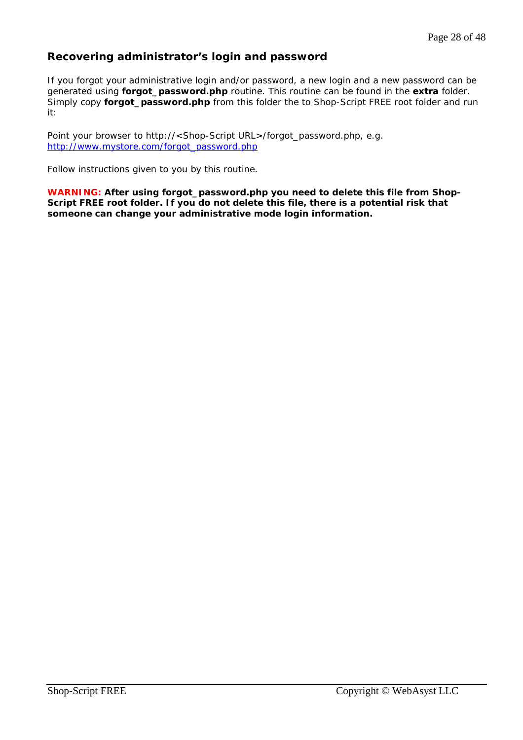## Recovering administrator's login and password

If you forgot your administrative login and/or password, a new login and a new password can be generated using **forgot_password.php** routine. This routine can be found in the **extra** folder. Simply copy **forgot_password.php** from this folder the to Shop-Script FREE root folder and run it:

Point your browser to http://<Shop-Script URL>/forgot_password.php, e.g. [http://www.mystore.com/forgot_password.php](http://www.mystore.com/forgot_password.php)

Follow instructions given to you by this routine.

**WARNING: After using forgot_password.php you need to delete this file from Shop-Script FREE root folder. If you do not delete this file, there is a potential risk that someone can change your administrative mode login information.**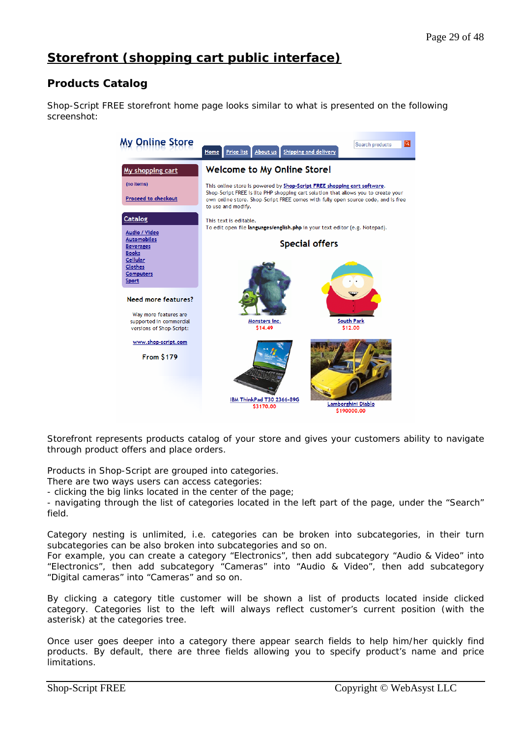# Storefront (shopping cart public interface)

## Products Catalog

Shop-Script FREE storefront home page looks similar to what is presented on the following screenshot:

Storefront represents products catalog of your store and gives your customers ability to navigate through product offers and place orders.

Products in Shop-Script are grouped into categories.
There are two ways users can access categories:
- clicking the big links located in the center of the page;
- navigating through the list of categories located in the left part of the page, under the “Search” field.

Category nesting is unlimited, i.e. categories can be broken into subcategories, in their turn subcategories can be also broken into subcategories and so on.
For example, you can create a category “Electronics”, then add subcategory “Audio & Video” into “Electronics”, then add subcategory “Cameras” into “Audio & Video”, then add subcategory “Digital cameras” into “Cameras” and so on.

By clicking a category title customer will be shown a list of products located inside clicked category. Categories list to the left will always reflect customer’s current position (with the asterisk) at the categories tree.

Once user goes deeper into a category there appear search fields to help him/her quickly find products. By default, there are three fields allowing you to specify product’s name and price limitations.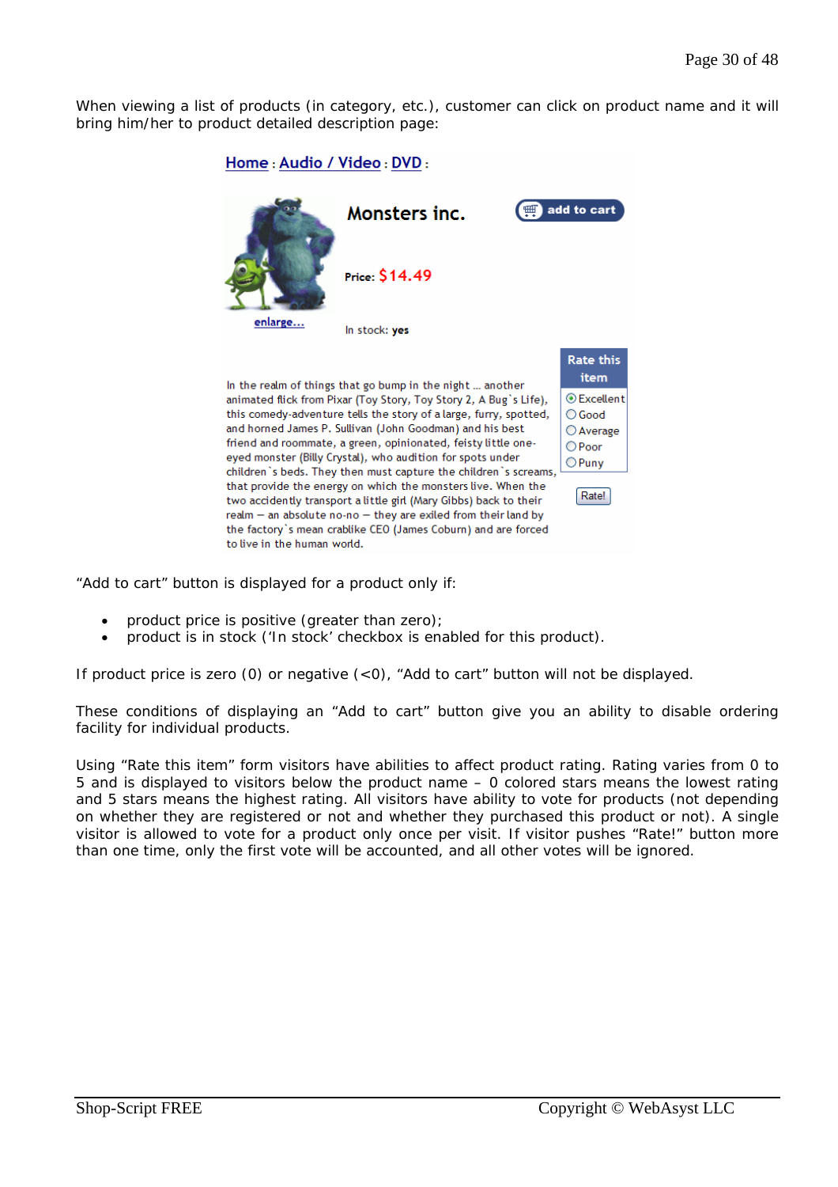When viewing a list of products (in category, etc.), customer can click on product name and it will bring him/her to product detailed description page:

“Add to cart” button is displayed for a product only if:

- product price is positive (greater than zero);
- product is in stock (‘In stock’ checkbox is enabled for this product).

If product price is zero (0) or negative (<0), “Add to cart” button will not be displayed.

These conditions of displaying an “Add to cart” button give you an ability to disable ordering facility for individual products.

Using “Rate this item” form visitors have abilities to affect product rating. Rating varies from 0 to 5 and is displayed to visitors below the product name – 0 colored stars means the lowest rating and 5 stars means the highest rating. All visitors have ability to vote for products (not depending on whether they are registered or not and whether they purchased this product or not). A single visitor is allowed to vote for a product only once per visit. If visitor pushes “Rate!” button more than one time, only the first vote will be accounted, and all other votes will be ignored.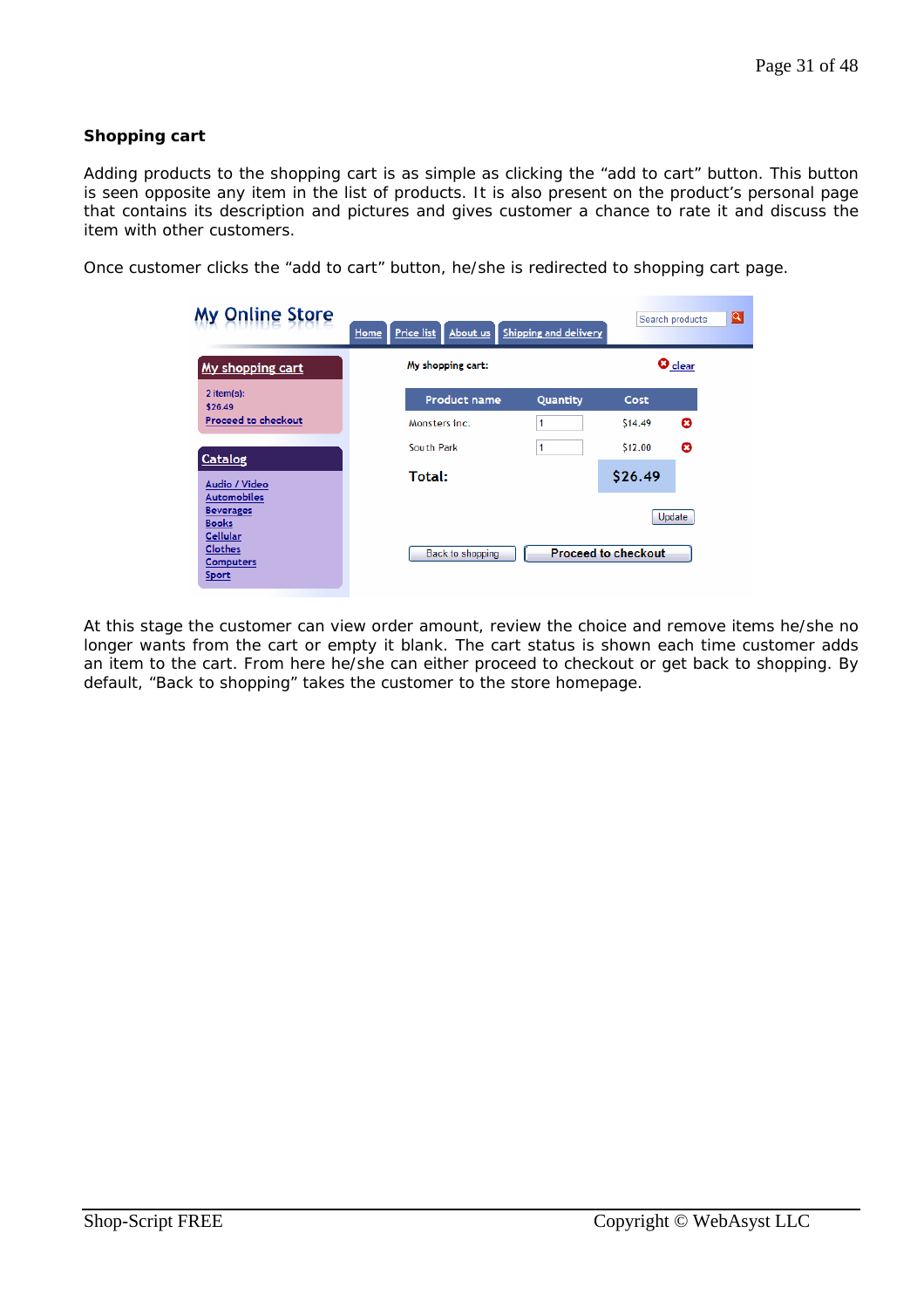## Shopping cart

Adding products to the shopping cart is as simple as clicking the "add to cart" button. This button is seen opposite any item in the list of products. It is also present on the product's personal page that contains its description and pictures and gives customer a chance to rate it and discuss the item with other customers.

Once customer clicks the "add to cart" button, he/she is redirected to shopping cart page.

At this stage the customer can view order amount, review the choice and remove items he/she no longer wants from the cart or empty it blank. The cart status is shown each time customer adds an item to the cart. From here he/she can either proceed to checkout or get back to shopping. By default, "Back to shopping" takes the customer to the store homepage.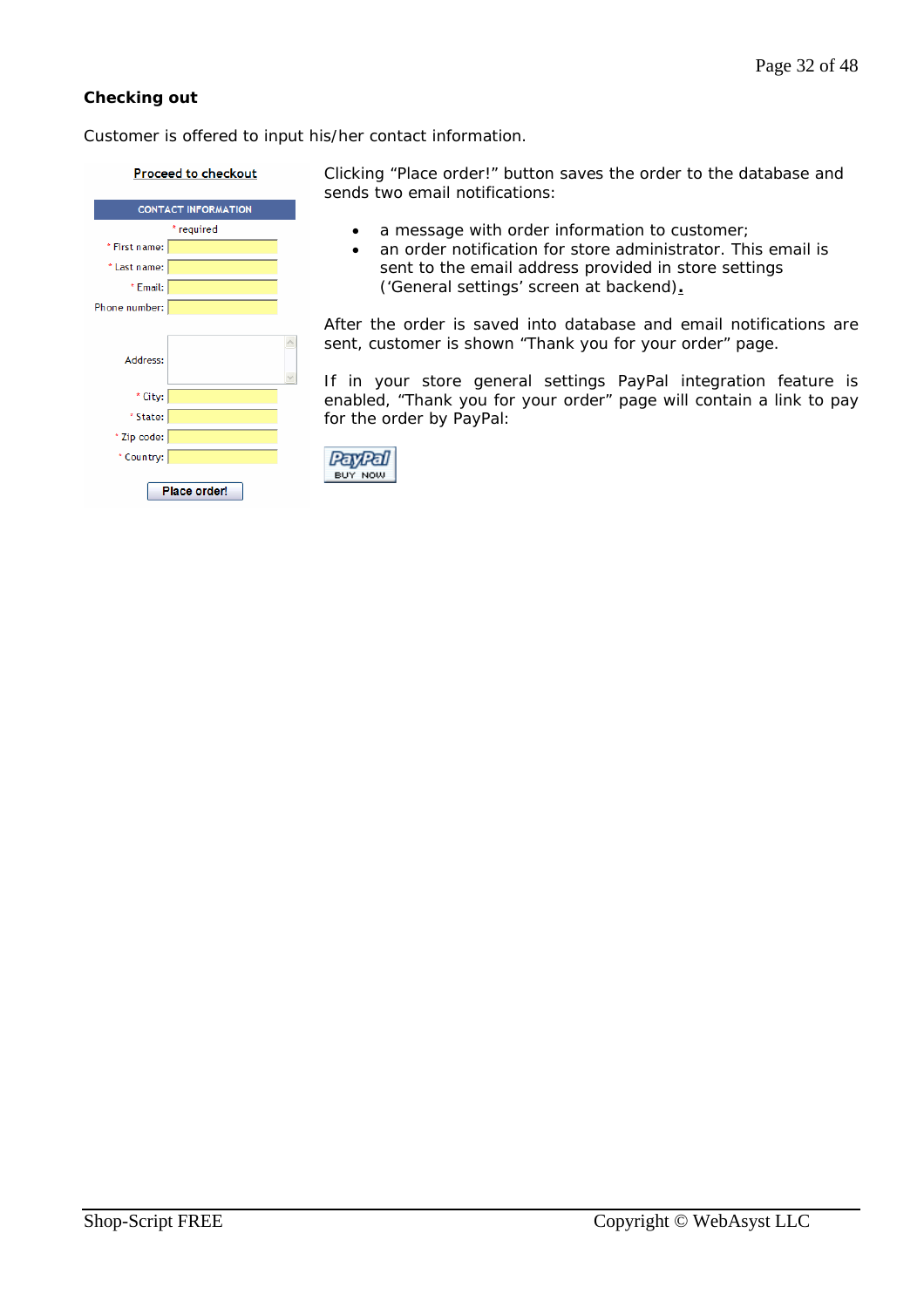### Checking out

Customer is offered to input his/her contact information.

Proceed to checkout

CONTACT INFORMATION

* required

* First name:

* Last name:

* Email:

Phone number:

Address:

* City:

* State:

* Zip code:

* Country:

Place order!

Clicking “Place order!” button saves the order to the database and sends two email notifications:

- a message with order information to customer;
- an order notification for store administrator. This email is sent to the email address provided in store settings (‘General settings’ screen at backend).

After the order is saved into database and email notifications are sent, customer is shown “Thank you for your order” page.

If in your store general settings PayPal integration feature is enabled, “Thank you for your order” page will contain a link to pay for the order by PayPal:

PayPal BUY NOW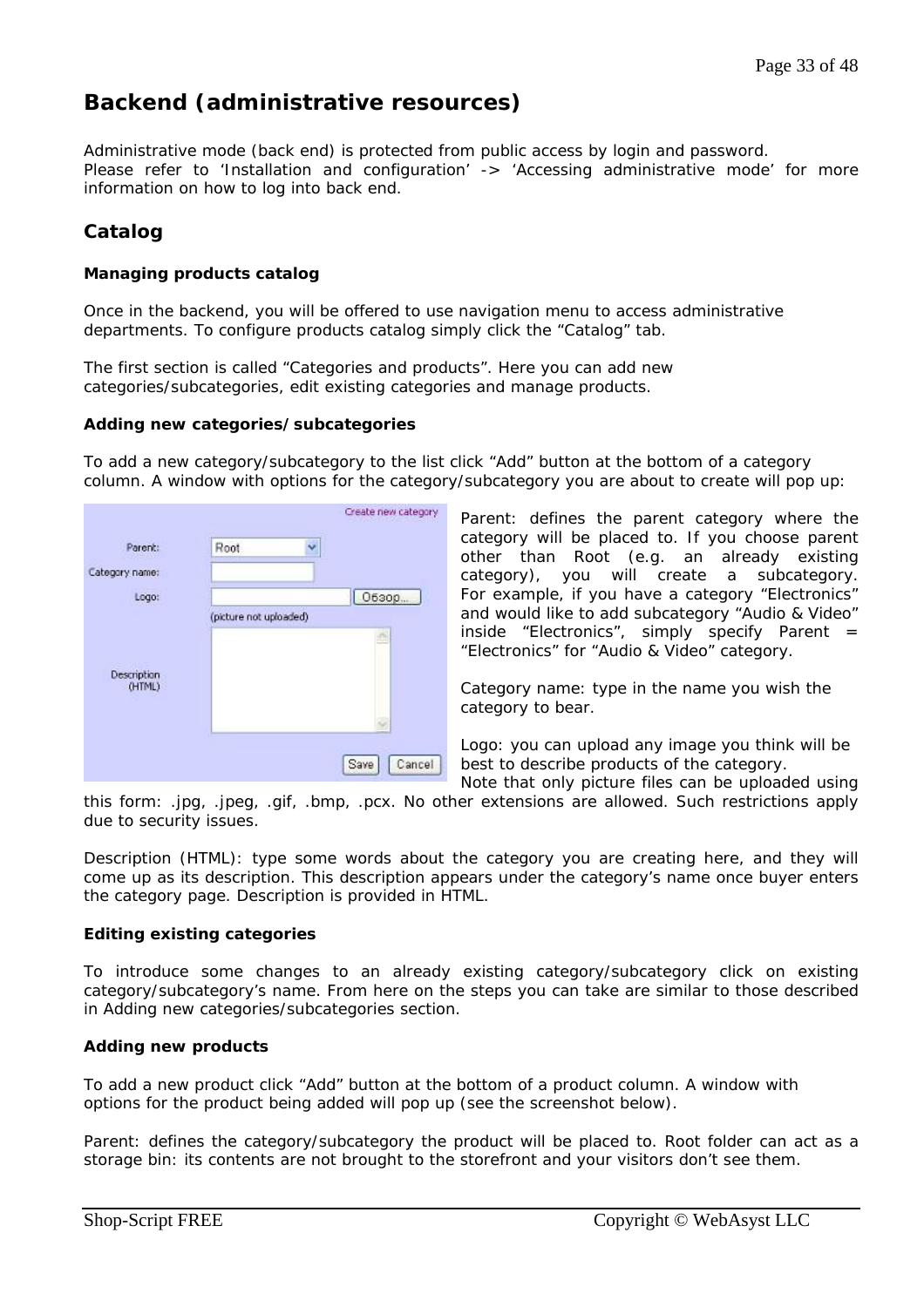# Backend (administrative resources)

Administrative mode (back end) is protected from public access by login and password.
Please refer to 'Installation and configuration' -> 'Accessing administrative mode' for more information on how to log into back end.

## Catalog

### Managing products catalog

Once in the backend, you will be offered to use navigation menu to access administrative departments. To configure products catalog simply click the "Catalog" tab.

The first section is called "Categories and products". Here you can add new categories/subcategories, edit existing categories and manage products.

### Adding new categories/subcategories

To add a new category/subcategory to the list click "Add" button at the bottom of a category column. A window with options for the category/subcategory you are about to create will pop up:

Parent: defines the parent category where the category will be placed to. If you choose parent other than Root (e.g. an already existing category), you will create a subcategory. For example, if you have a category "Electronics" and would like to add subcategory "Audio & Video" inside "Electronics", simply specify Parent = "Electronics" for "Audio & Video" category.

Category name: type in the name you wish the category to bear.

Logo: you can upload any image you think will be best to describe products of the category.
Note that only picture files can be uploaded using this form: .jpg, .jpeg, .gif, .bmp, .pcx. No other extensions are allowed. Such restrictions apply due to security issues.

Description (HTML): type some words about the category you are creating here, and they will come up as its description. This description appears under the category's name once buyer enters the category page. Description is provided in HTML.

### Editing existing categories

To introduce some changes to an already existing category/subcategory click on existing category/subcategory's name. From here on the steps you can take are similar to those described in Adding new categories/subcategories section.

### Adding new products

To add a new product click "Add" button at the bottom of a product column. A window with options for the product being added will pop up (see the screenshot below).

Parent: defines the category/subcategory the product will be placed to. Root folder can act as a storage bin: its contents are not brought to the storefront and your visitors don't see them.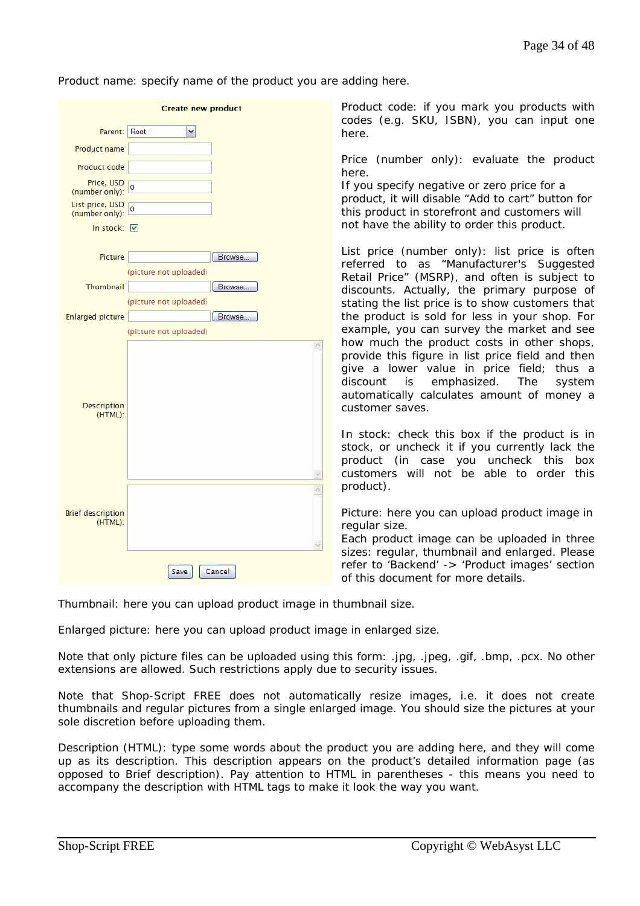Product name: specify name of the product you are adding here.

**Create new product**

| | |
|---|---|
| Parent: | Root |
| Product name | |
| Product code | |
| Price, USD (number only): | 0 |
| List price, USD (number only): | 0 |
| In stock: | ☑ |
| Picture | Browse... (picture not uploaded) |
| Thumbnail | Browse... (picture not uploaded) |
| Enlarged picture | Browse... (picture not uploaded) |
| Description (HTML): | |
| Brief description (HTML): | |
| | Save Cancel |

Product code: if you mark you products with codes (e.g. SKU, ISBN), you can input one here.

Price (number only): evaluate the product here.
If you specify negative or zero price for a product, it will disable "Add to cart" button for this product in storefront and customers will not have the ability to order this product.

List price (number only): list price is often referred to as "Manufacturer's Suggested Retail Price" (MSRP), and often is subject to discounts. Actually, the primary purpose of stating the list price is to show customers that the product is sold for less in your shop. For example, you can survey the market and see how much the product costs in other shops, provide this figure in list price field and then give a lower value in price field; thus a discount is emphasized. The system automatically calculates amount of money a customer saves.

In stock: check this box if the product is in stock, or uncheck it if you currently lack the product (in case you uncheck this box customers will not be able to order this product).

Picture: here you can upload product image in regular size.
Each product image can be uploaded in three sizes: regular, thumbnail and enlarged. Please refer to 'Backend' -> 'Product images' section of this document for more details.

Thumbnail: here you can upload product image in thumbnail size.

Enlarged picture: here you can upload product image in enlarged size.

Note that only picture files can be uploaded using this form: .jpg, .jpeg, .gif, .bmp, .pcx. No other extensions are allowed. Such restrictions apply due to security issues.

Note that Shop-Script FREE does not automatically resize images, i.e. it does not create thumbnails and regular pictures from a single enlarged image. You should size the pictures at your sole discretion before uploading them.

Description (HTML): type some words about the product you are adding here, and they will come up as its description. This description appears on the product's detailed information page (as opposed to Brief description). Pay attention to HTML in parentheses - this means you need to accompany the description with HTML tags to make it look the way you want.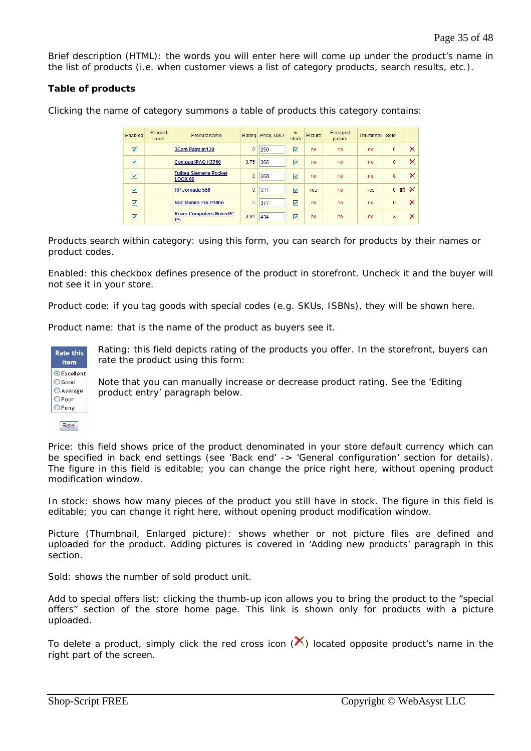Brief description (HTML): the words you will enter here will come up under the product's name in the list of products (i.e. when customer views a list of category products, search results, etc.).

**Table of products**

Clicking the name of category summons a table of products this category contains:

| Enabled | Product code | Product name | Rating | Price, USD | In stock | Picture | Enlarged picture | Thumbnail | Sold | | |
|---|---|---|---|---|---|---|---|---|---|---|---|
| ☑ | | 3Com Palm m130 | 0 | 250 | ☑ | no | no | no | 0 | | ✕ |
| ☑ | | Compaq iPAQ H3760 | 3.75 | 365 | ☑ | no | no | no | 0 | | ✕ |
| ☑ | | Fujitsu Siemens Pocket LOOX 60 | 0 | 568 | ☑ | no | no | no | 0 | | ✕ |
| ☑ | | HP Jornada 568 | 0 | 531 | ☑ | yes | no | yes | 0 | 👍 | ✕ |
| ☑ | | Nec Mobile Pro P300e | 0 | 377 | ☑ | no | no | no | 0 | | ✕ |
| ☑ | | Rover Computers RoverPC P5 | 3.04 | 414 | ☑ | no | no | no | 3 | | ✕ |

Products search within category: using this form, you can search for products by their names or product codes.

Enabled: this checkbox defines presence of the product in storefront. Uncheck it and the buyer will not see it in your store.

Product code: if you tag goods with special codes (e.g. SKUs, ISBNs), they will be shown here.

Product name: that is the name of the product as buyers see it.

Rate this item
- Excellent
- Good
- Average
- Poor
- Puny

Rate!

Rating: this field depicts rating of the products you offer. In the storefront, buyers can rate the product using this form:

Note that you can manually increase or decrease product rating. See the 'Editing product entry' paragraph below.

Price: this field shows price of the product denominated in your store default currency which can be specified in back end settings (see 'Back end' -> 'General configuration' section for details). The figure in this field is editable; you can change the price right here, without opening product modification window.

In stock: shows how many pieces of the product you still have in stock. The figure in this field is editable; you can change it right here, without opening product modification window.

Picture (Thumbnail, Enlarged picture): shows whether or not picture files are defined and uploaded for the product. Adding pictures is covered in 'Adding new products' paragraph in this section.

Sold: shows the number of sold product unit.

Add to special offers list: clicking the thumb-up icon allows you to bring the product to the "special offers" section of the store home page. This link is shown only for products with a picture uploaded.

To delete a product, simply click the red cross icon (✕) located opposite product's name in the right part of the screen.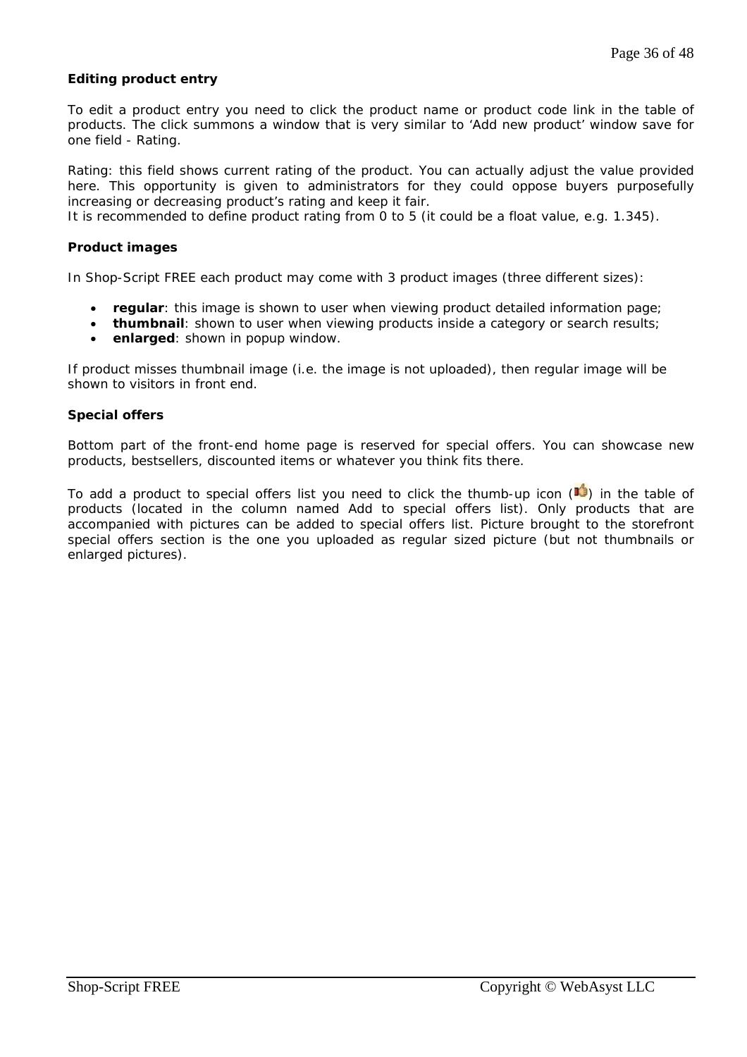**Editing product entry**

To edit a product entry you need to click the product name or product code link in the table of products. The click summons a window that is very similar to 'Add new product' window save for one field - Rating.

Rating: this field shows current rating of the product. You can actually adjust the value provided here. This opportunity is given to administrators for they could oppose buyers purposefully increasing or decreasing product's rating and keep it fair.
It is recommended to define product rating from 0 to 5 (it could be a float value, e.g. 1.345).

**Product images**

In Shop-Script FREE each product may come with 3 product images (three different sizes):

- **regular**: this image is shown to user when viewing product detailed information page;
- **thumbnail**: shown to user when viewing products inside a category or search results;
- **enlarged**: shown in popup window.

If product misses thumbnail image (i.e. the image is not uploaded), then regular image will be shown to visitors in front end.

**Special offers**

Bottom part of the front-end home page is reserved for special offers. You can showcase new products, bestsellers, discounted items or whatever you think fits there.

To add a product to special offers list you need to click the thumb-up icon ( ) in the table of products (located in the column named Add to special offers list). Only products that are accompanied with pictures can be added to special offers list. Picture brought to the storefront special offers section is the one you uploaded as regular sized picture (but not thumbnails or enlarged pictures).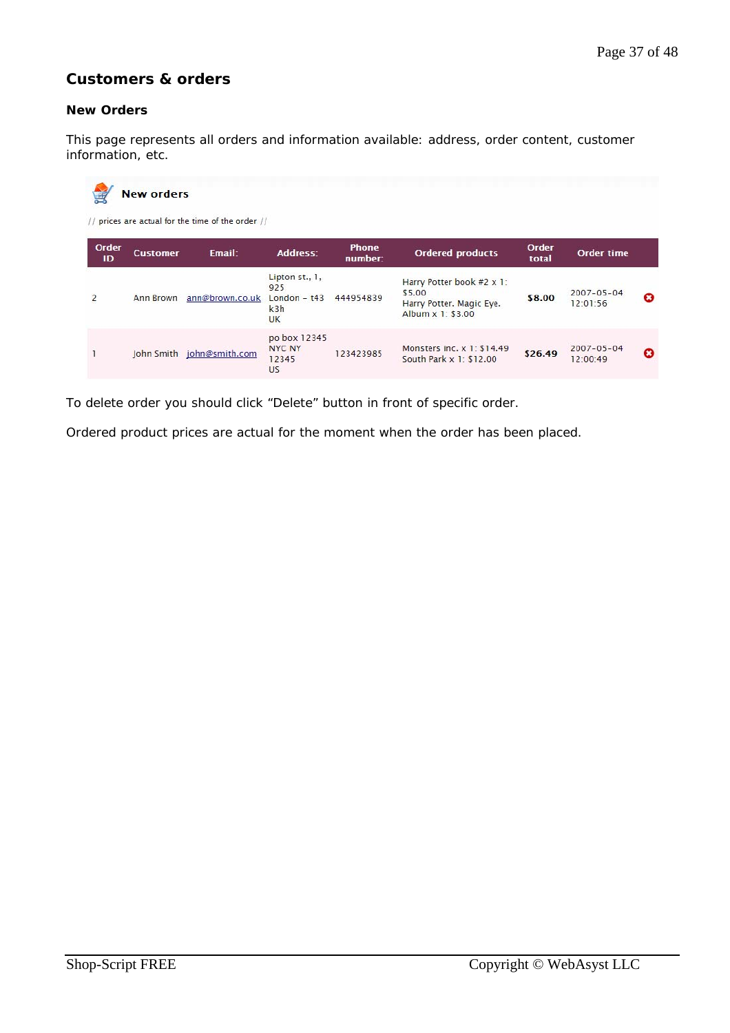## Customers & orders

### New Orders

This page represents all orders and information available: address, order content, customer information, etc.

**New orders**

// prices are actual for the time of the order //

| Order ID | Customer | Email: | Address: | Phone number: | Ordered products | Order total | Order time | |
|---|---|---|---|---|---|---|---|---|
| 2 | Ann Brown | ann@brown.co.uk | Lipton st., 1, 925 London - t43 k3h UK | 444954839 | Harry Potter book #2 x 1: $5.00<br>Harry Potter. Magic Eye. Album x 1: $3.00 | **$8.00** | 2007-05-04 12:01:56 | ✖ |
| 1 | John Smith | john@smith.com | po box 12345 NYC NY 12345 US | 123423985 | Monsters Inc. x 1: $14.49<br>South Park x 1: $12.00 | **$26.49** | 2007-05-04 12:00:49 | ✖ |

To delete order you should click “Delete” button in front of specific order.

Ordered product prices are actual for the moment when the order has been placed.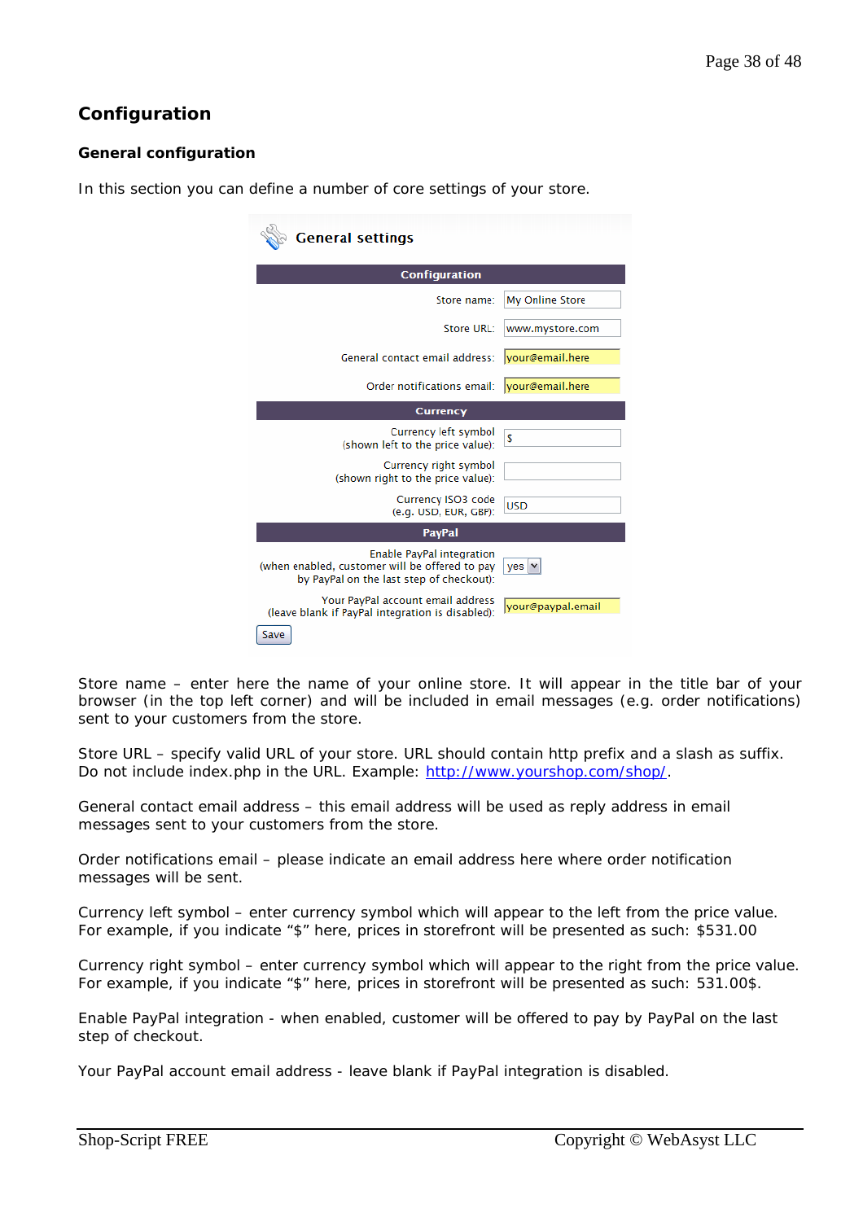# Configuration

## General configuration

In this section you can define a number of core settings of your store.

**General settings**

| Configuration | |
|---|---|
| Store name: | My Online Store |
| Store URL: | www.mystore.com |
| General contact email address: | your@email.here |
| Order notifications email: | your@email.here |
| **Currency** | |
| Currency left symbol (shown left to the price value): | $ |
| Currency right symbol (shown right to the price value): | |
| Currency ISO3 code (e.g. USD, EUR, GBP): | USD |
| **PayPal** | |
| Enable PayPal integration (when enabled, customer will be offered to pay by PayPal on the last step of checkout): | yes |
| Your PayPal account email address (leave blank if PayPal integration is disabled): | your@paypal.email |

Save

Store name – enter here the name of your online store. It will appear in the title bar of your browser (in the top left corner) and will be included in email messages (e.g. order notifications) sent to your customers from the store.

Store URL – specify valid URL of your store. URL should contain http prefix and a slash as suffix. Do not include index.php in the URL. Example: http://www.yourshop.com/shop/.

General contact email address – this email address will be used as reply address in email messages sent to your customers from the store.

Order notifications email – please indicate an email address here where order notification messages will be sent.

Currency left symbol – enter currency symbol which will appear to the left from the price value. For example, if you indicate “$” here, prices in storefront will be presented as such: $531.00

Currency right symbol – enter currency symbol which will appear to the right from the price value. For example, if you indicate “$” here, prices in storefront will be presented as such: 531.00$.

Enable PayPal integration - when enabled, customer will be offered to pay by PayPal on the last step of checkout.

Your PayPal account email address - leave blank if PayPal integration is disabled.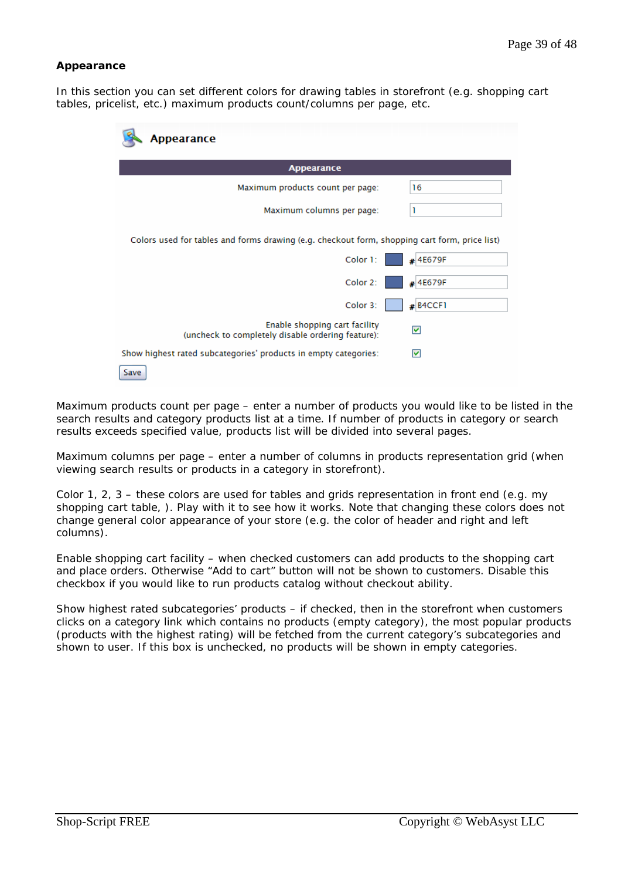**Appearance**

In this section you can set different colors for drawing tables in storefront (e.g. shopping cart tables, pricelist, etc.) maximum products count/columns per page, etc.

Appearance

| Appearance | |
|---|---|
| Maximum products count per page: | 16 |
| Maximum columns per page: | 1 |
| Colors used for tables and forms drawing (e.g. checkout form, shopping cart form, price list) | |
| Color 1: | # 4E679F |
| Color 2: | # 4E679F |
| Color 3: | # B4CCF1 |
| Enable shopping cart facility (uncheck to completely disable ordering feature): | ☑ |
| Show highest rated subcategories' products in empty categories: | ☑ |

Save

Maximum products count per page – enter a number of products you would like to be listed in the search results and category products list at a time. If number of products in category or search results exceeds specified value, products list will be divided into several pages.

Maximum columns per page – enter a number of columns in products representation grid (when viewing search results or products in a category in storefront).

Color 1, 2, 3 – these colors are used for tables and grids representation in front end (e.g. my shopping cart table, ). Play with it to see how it works. Note that changing these colors does not change general color appearance of your store (e.g. the color of header and right and left columns).

Enable shopping cart facility – when checked customers can add products to the shopping cart and place orders. Otherwise “Add to cart” button will not be shown to customers. Disable this checkbox if you would like to run products catalog without checkout ability.

Show highest rated subcategories’ products – if checked, then in the storefront when customers clicks on a category link which contains no products (empty category), the most popular products (products with the highest rating) will be fetched from the current category’s subcategories and shown to user. If this box is unchecked, no products will be shown in empty categories.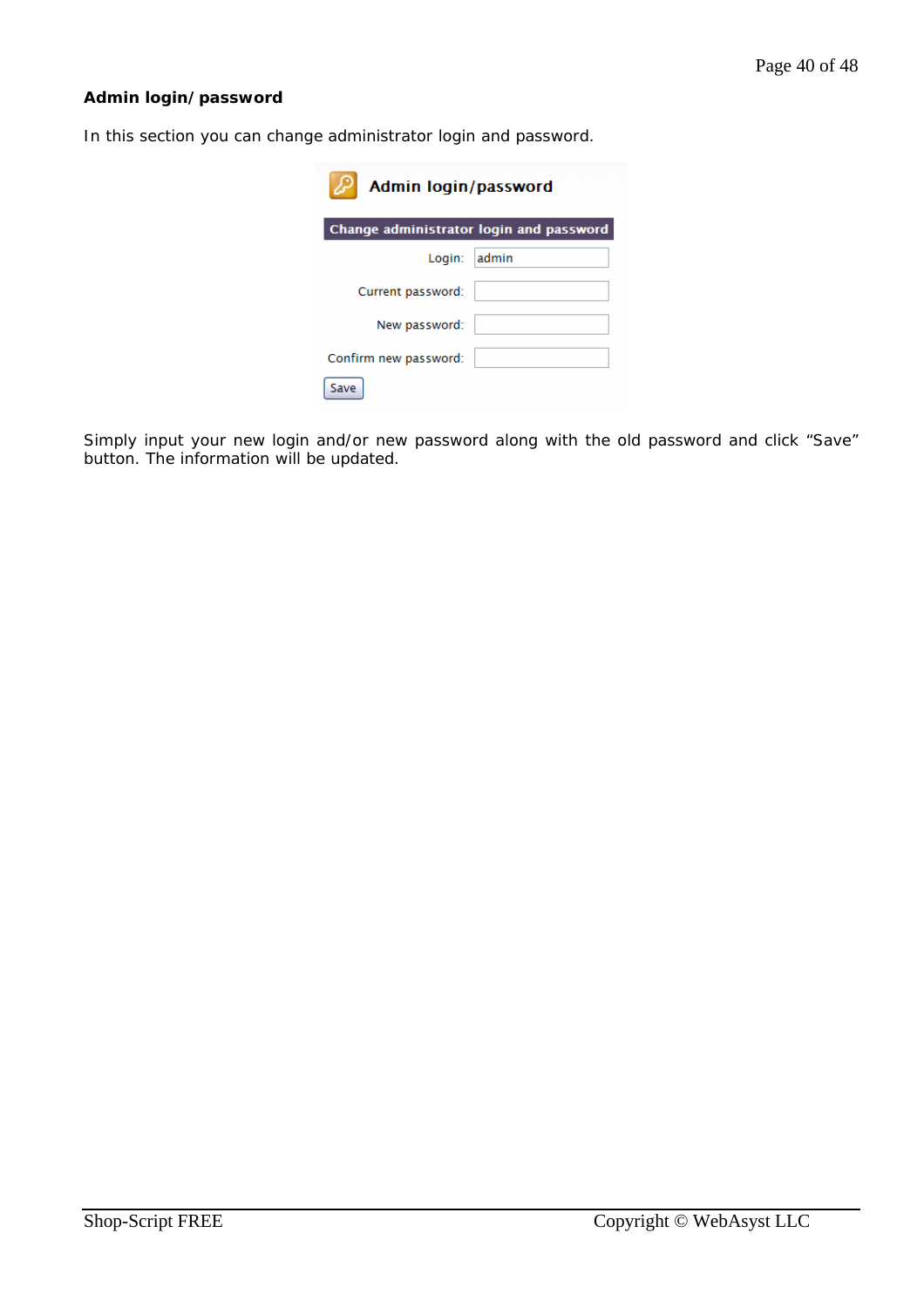**Admin login/password**

In this section you can change administrator login and password.

Simply input your new login and/or new password along with the old password and click “Save” button. The information will be updated.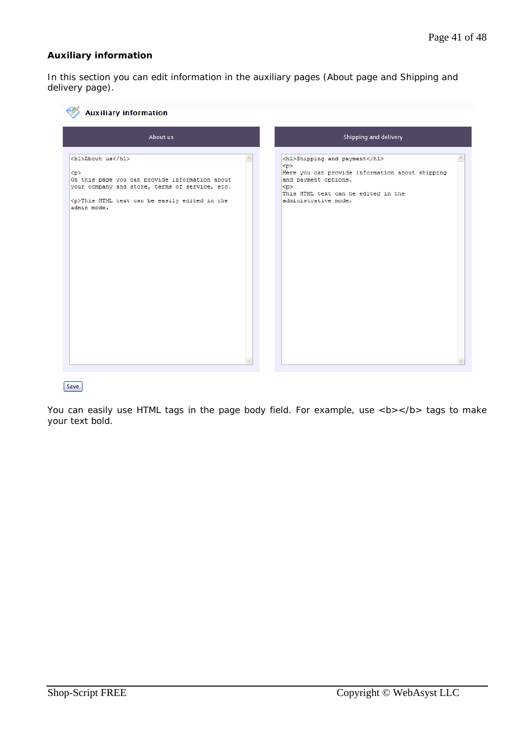**Auxiliary information**

In this section you can edit information in the auxiliary pages (About page and Shipping and delivery page).

Auxiliary information

| About us | Shipping and delivery |
| --- | --- |
| &lt;h1&gt;About us&lt;/h1&gt; &lt;p&gt; On this page you can provide information about your company and store, terms of service, etc. &lt;p&gt;This HTML text can be easily edited in the admin mode. | &lt;h1&gt;Shipping and payment&lt;/h1&gt; &lt;p&gt; Here you can provide information about shipping and payment options. &lt;p&gt; This HTML text can be edited in the administrative mode. |

Save

You can easily use HTML tags in the page body field. For example, use &lt;b&gt;&lt;/b&gt; tags to make your text bold.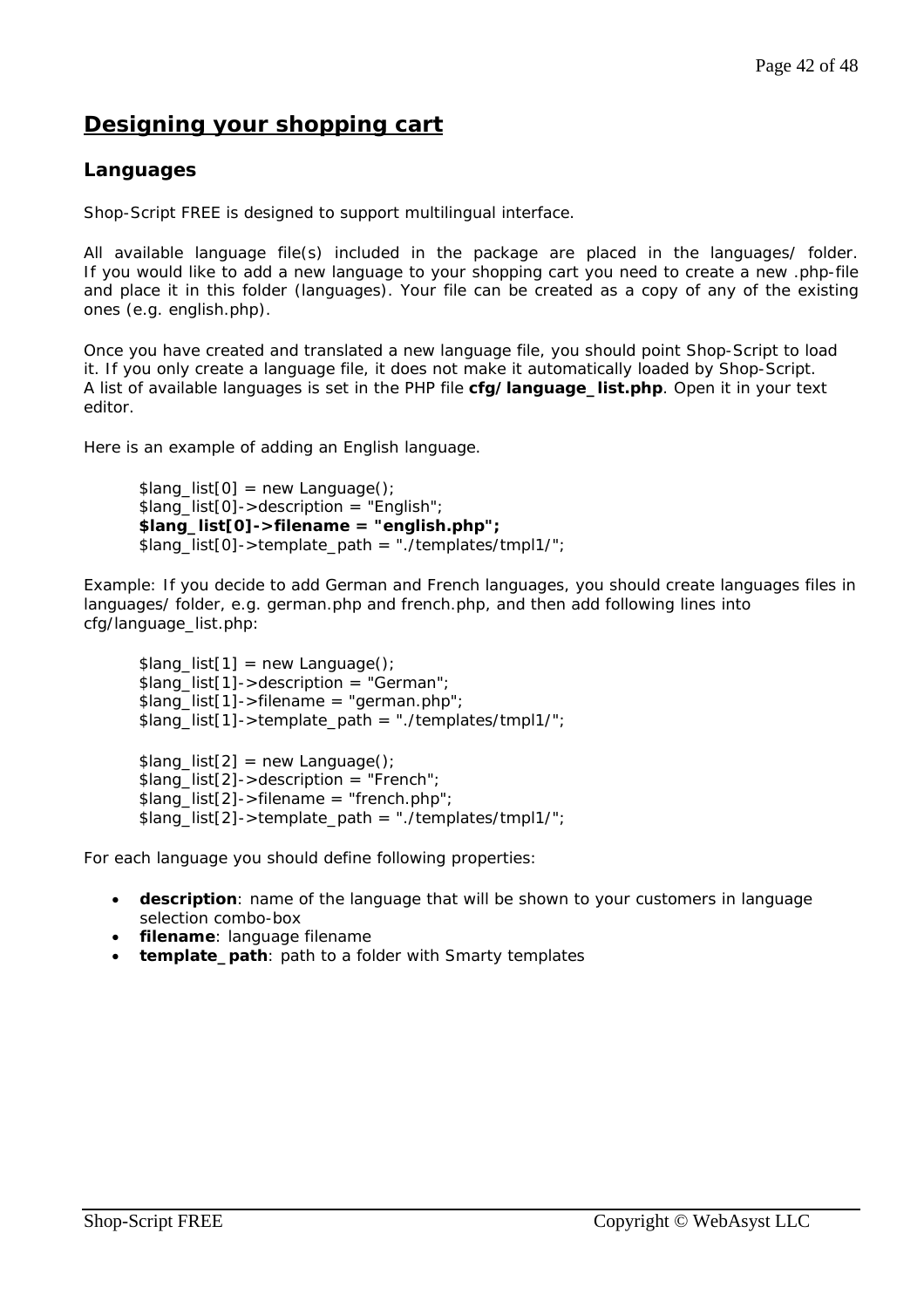# Designing your shopping cart

## Languages

Shop-Script FREE is designed to support multilingual interface.

All available language file(s) included in the package are placed in the languages/ folder. If you would like to add a new language to your shopping cart you need to create a new .php-file and place it in this folder (languages). Your file can be created as a copy of any of the existing ones (e.g. english.php).

Once you have created and translated a new language file, you should point Shop-Script to load it. If you only create a language file, it does not make it automatically loaded by Shop-Script. A list of available languages is set in the PHP file **cfg/language_list.php**. Open it in your text editor.

Here is an example of adding an English language.

```
$lang_list[0] = new Language();
$lang_list[0]->description = "English";
$lang_list[0]->filename = "english.php";
$lang_list[0]->template_path = "./templates/tmpl1/";
```

Example: If you decide to add German and French languages, you should create languages files in languages/ folder, e.g. german.php and french.php, and then add following lines into cfg/language_list.php:

```
$lang_list[1] = new Language();
$lang_list[1]->description = "German";
$lang_list[1]->filename = "german.php";
$lang_list[1]->template_path = "./templates/tmpl1/";

$lang_list[2] = new Language();
$lang_list[2]->description = "French";
$lang_list[2]->filename = "french.php";
$lang_list[2]->template_path = "./templates/tmpl1/";
```

For each language you should define following properties:

- **description**: name of the language that will be shown to your customers in language selection combo-box
- **filename**: language filename
- **template_path**: path to a folder with Smarty templates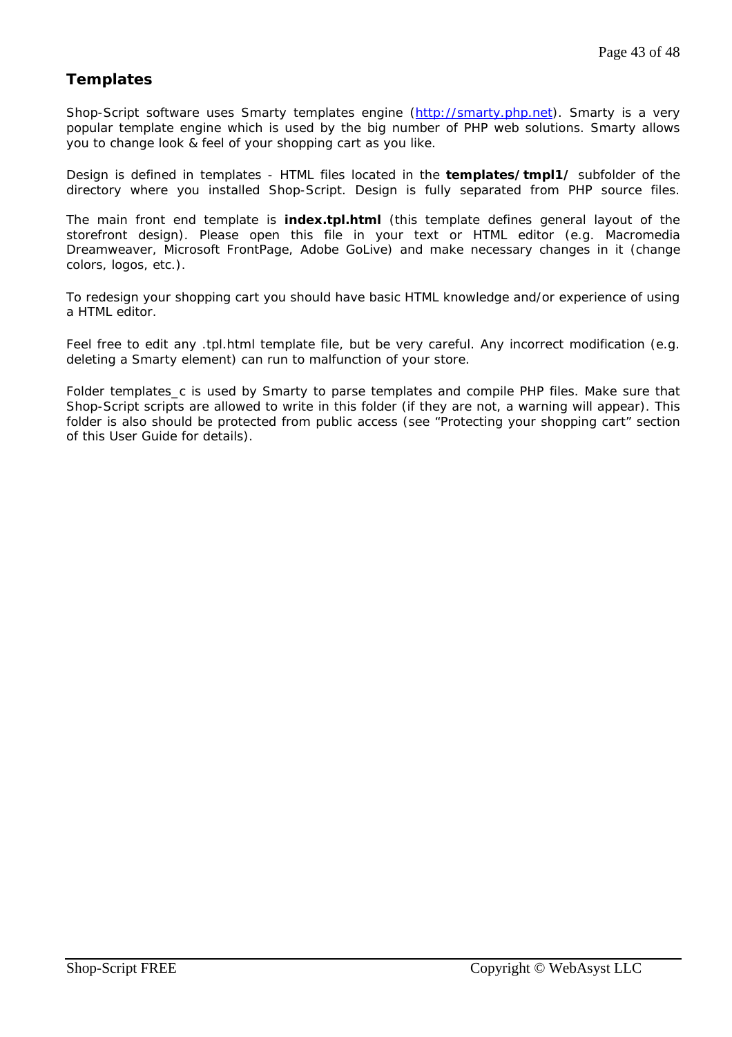## Templates

Shop-Script software uses Smarty templates engine ([http://smarty.php.net](http://smarty.php.net)). Smarty is a very popular template engine which is used by the big number of PHP web solutions. Smarty allows you to change look & feel of your shopping cart as you like.

Design is defined in templates - HTML files located in the **templates/tmpl1/** subfolder of the directory where you installed Shop-Script. Design is fully separated from PHP source files.

The main front end template is **index.tpl.html** (this template defines general layout of the storefront design). Please open this file in your text or HTML editor (e.g. Macromedia Dreamweaver, Microsoft FrontPage, Adobe GoLive) and make necessary changes in it (change colors, logos, etc.).

To redesign your shopping cart you should have basic HTML knowledge and/or experience of using a HTML editor.

Feel free to edit any .tpl.html template file, but be very careful. Any incorrect modification (e.g. deleting a Smarty element) can run to malfunction of your store.

Folder templates_c is used by Smarty to parse templates and compile PHP files. Make sure that Shop-Script scripts are allowed to write in this folder (if they are not, a warning will appear). This folder is also should be protected from public access (see “Protecting your shopping cart” section of this User Guide for details).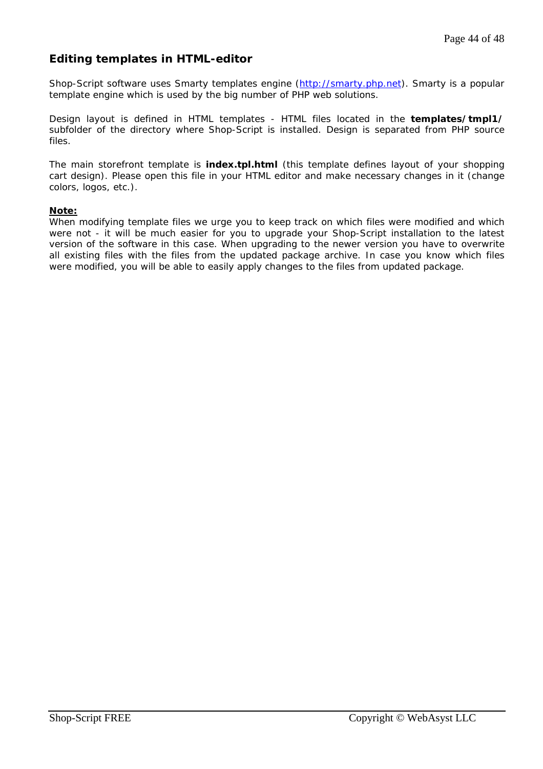## Editing templates in HTML-editor

Shop-Script software uses Smarty templates engine ([http://smarty.php.net](http://smarty.php.net)). Smarty is a popular template engine which is used by the big number of PHP web solutions.

Design layout is defined in HTML templates - HTML files located in the **templates/tmpl1/** subfolder of the directory where Shop-Script is installed. Design is separated from PHP source files.

The main storefront template is **index.tpl.html** (this template defines layout of your shopping cart design). Please open this file in your HTML editor and make necessary changes in it (change colors, logos, etc.).

**Note:**
When modifying template files we urge you to keep track on which files were modified and which were not - it will be much easier for you to upgrade your Shop-Script installation to the latest version of the software in this case. When upgrading to the newer version you have to overwrite all existing files with the files from the updated package archive. In case you know which files were modified, you will be able to easily apply changes to the files from updated package.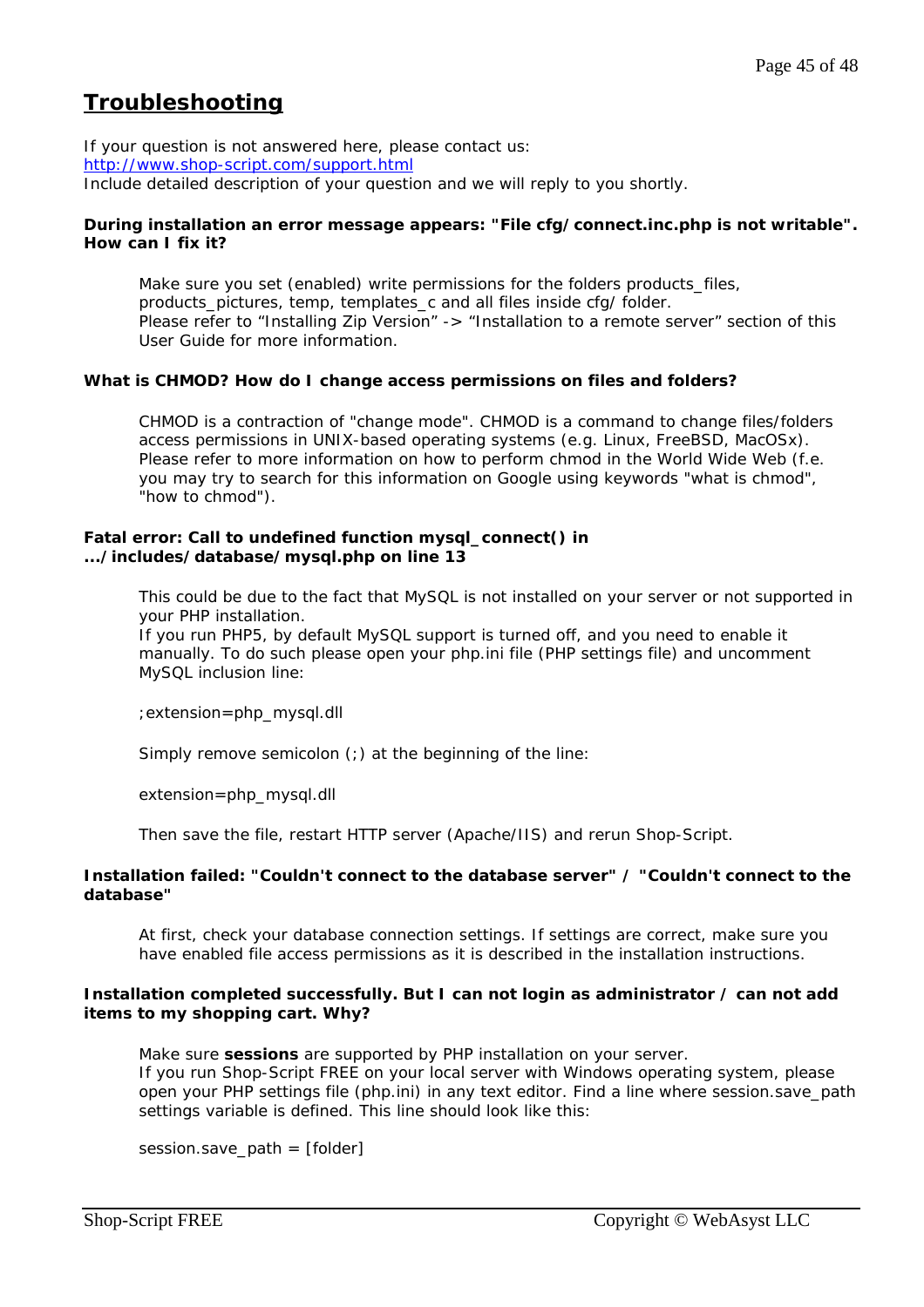## Troubleshooting

If your question is not answered here, please contact us:
[http://www.shop-script.com/support.html](http://www.shop-script.com/support.html)
Include detailed description of your question and we will reply to you shortly.

**During installation an error message appears: "File cfg/connect.inc.php is not writable". How can I fix it?**

Make sure you set (enabled) write permissions for the folders products_files, products_pictures, temp, templates_c and all files inside cfg/ folder.
Please refer to “Installing Zip Version” -> “Installation to a remote server” section of this User Guide for more information.

**What is CHMOD? How do I change access permissions on files and folders?**

CHMOD is a contraction of "change mode". CHMOD is a command to change files/folders access permissions in UNIX-based operating systems (e.g. Linux, FreeBSD, MacOSx). Please refer to more information on how to perform chmod in the World Wide Web (f.e. you may try to search for this information on Google using keywords "what is chmod", "how to chmod").

**Fatal error: Call to undefined function mysql_connect() in .../includes/database/mysql.php on line 13**

This could be due to the fact that MySQL is not installed on your server or not supported in your PHP installation.
If you run PHP5, by default MySQL support is turned off, and you need to enable it manually. To do such please open your php.ini file (PHP settings file) and uncomment MySQL inclusion line:

```
;extension=php_mysql.dll
```

Simply remove semicolon (;) at the beginning of the line:

```
extension=php_mysql.dll
```

Then save the file, restart HTTP server (Apache/IIS) and rerun Shop-Script.

**Installation failed: "Couldn't connect to the database server" / "Couldn't connect to the database"**

At first, check your database connection settings. If settings are correct, make sure you have enabled file access permissions as it is described in the installation instructions.

**Installation completed successfully. But I can not login as administrator / can not add items to my shopping cart. Why?**

Make sure **sessions** are supported by PHP installation on your server.
If you run Shop-Script FREE on your local server with Windows operating system, please open your PHP settings file (php.ini) in any text editor. Find a line where session.save_path settings variable is defined. This line should look like this:

```
session.save_path = [folder]
```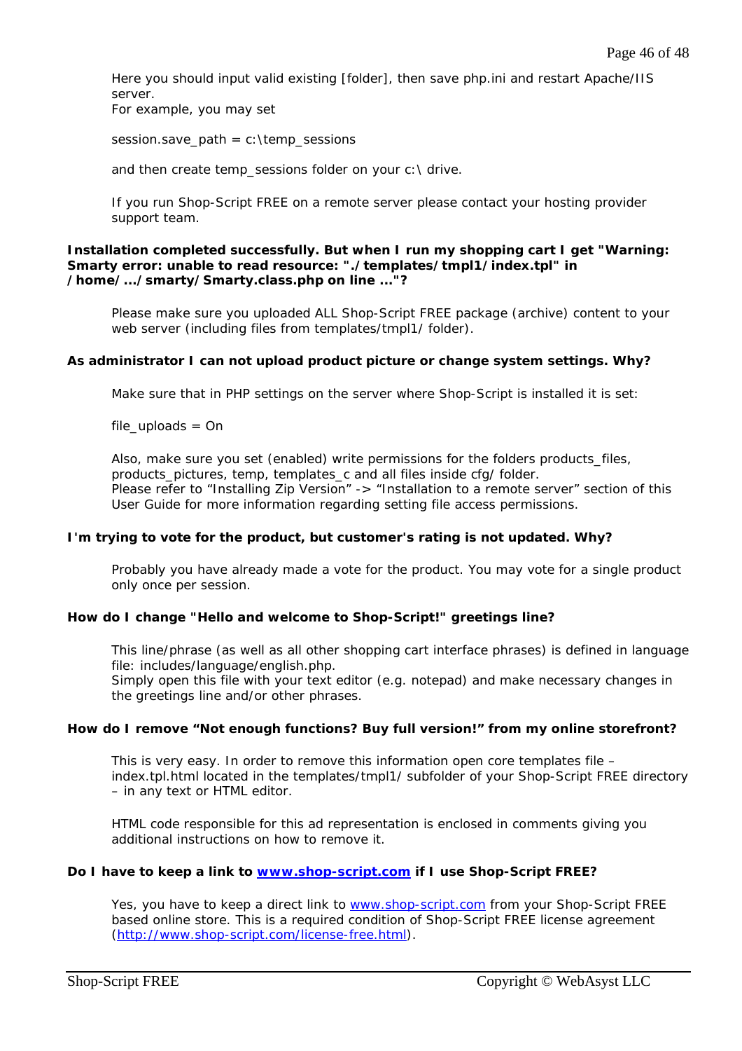Here you should input valid existing [folder], then save php.ini and restart Apache/IIS server.
For example, you may set

session.save_path = c:\temp_sessions

and then create temp_sessions folder on your c:\ drive.

If you run Shop-Script FREE on a remote server please contact your hosting provider support team.

**Installation completed successfully. But when I run my shopping cart I get "Warning: Smarty error: unable to read resource: "./templates/tmpl1/index.tpl" in /home/.../smarty/Smarty.class.php on line ..."?**

Please make sure you uploaded ALL Shop-Script FREE package (archive) content to your web server (including files from templates/tmpl1/ folder).

**As administrator I can not upload product picture or change system settings. Why?**

Make sure that in PHP settings on the server where Shop-Script is installed it is set:

file_uploads = On

Also, make sure you set (enabled) write permissions for the folders products_files, products_pictures, temp, templates_c and all files inside cfg/ folder.
Please refer to "Installing Zip Version" -> "Installation to a remote server" section of this User Guide for more information regarding setting file access permissions.

**I'm trying to vote for the product, but customer's rating is not updated. Why?**

Probably you have already made a vote for the product. You may vote for a single product only once per session.

**How do I change "Hello and welcome to Shop-Script!" greetings line?**

This line/phrase (as well as all other shopping cart interface phrases) is defined in language file: includes/language/english.php.
Simply open this file with your text editor (e.g. notepad) and make necessary changes in the greetings line and/or other phrases.

**How do I remove "Not enough functions? Buy full version!" from my online storefront?**

This is very easy. In order to remove this information open core templates file – index.tpl.html located in the templates/tmpl1/ subfolder of your Shop-Script FREE directory – in any text or HTML editor.

HTML code responsible for this ad representation is enclosed in comments giving you additional instructions on how to remove it.

**Do I have to keep a link to [www.shop-script.com](http://www.shop-script.com) if I use Shop-Script FREE?**

Yes, you have to keep a direct link to [www.shop-script.com](http://www.shop-script.com) from your Shop-Script FREE based online store. This is a required condition of Shop-Script FREE license agreement ([http://www.shop-script.com/license-free.html](http://www.shop-script.com/license-free.html)).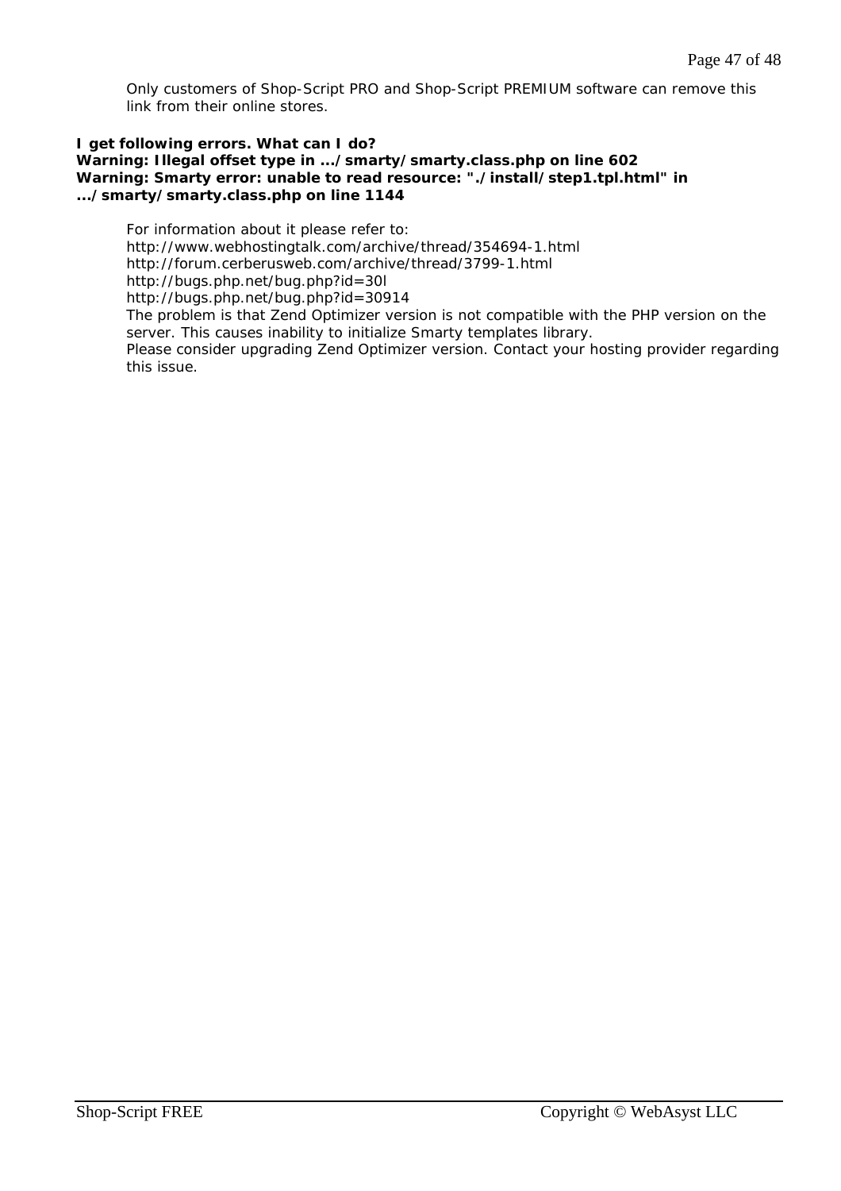Only customers of Shop-Script PRO and Shop-Script PREMIUM software can remove this link from their online stores.

**I get following errors. What can I do?**
**Warning: Illegal offset type in .../smarty/smarty.class.php on line 602**
**Warning: Smarty error: unable to read resource: "./install/step1.tpl.html" in .../smarty/smarty.class.php on line 1144**

For information about it please refer to:
http://www.webhostingtalk.com/archive/thread/354694-1.html
http://forum.cerberusweb.com/archive/thread/3799-1.html
http://bugs.php.net/bug.php?id=30l
http://bugs.php.net/bug.php?id=30914
The problem is that Zend Optimizer version is not compatible with the PHP version on the server. This causes inability to initialize Smarty templates library.
Please consider upgrading Zend Optimizer version. Contact your hosting provider regarding this issue.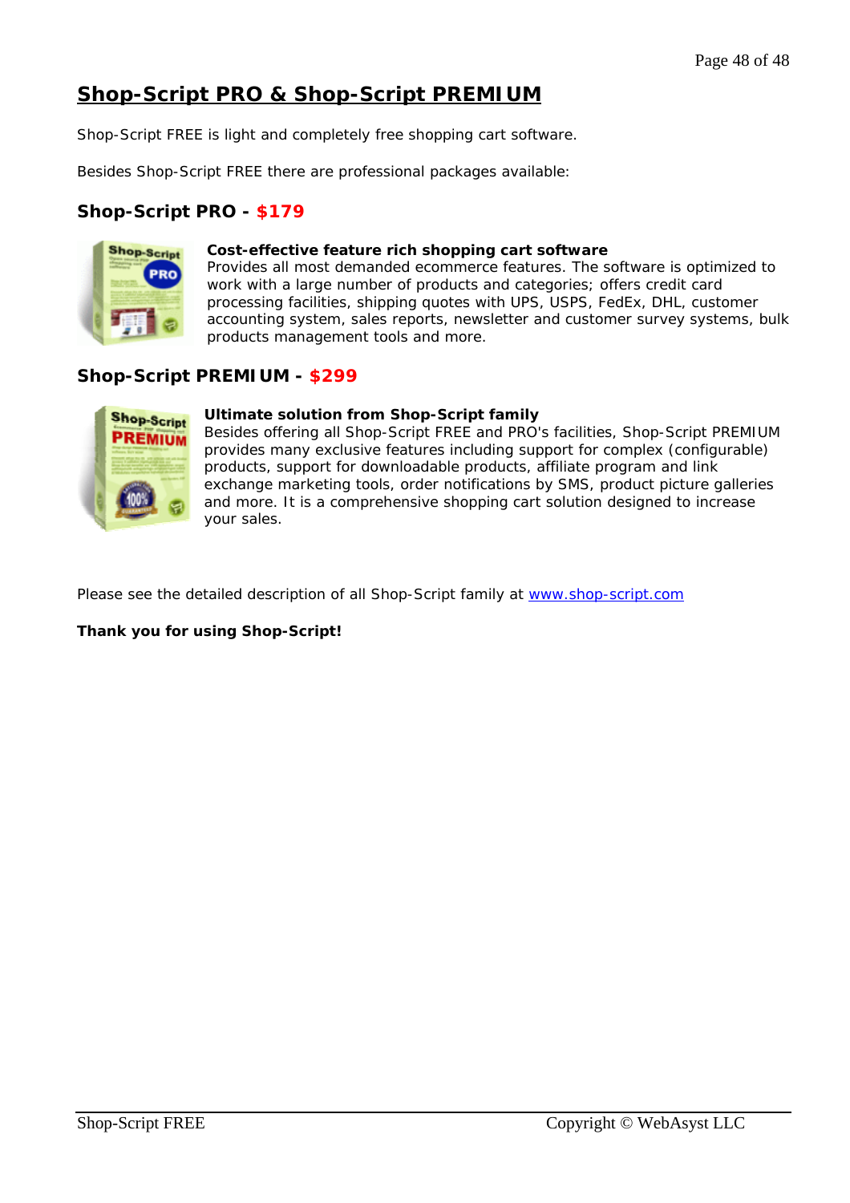# Shop-Script PRO & Shop-Script PREMIUM

Shop-Script FREE is light and completely free shopping cart software.

Besides Shop-Script FREE there are professional packages available:

## Shop-Script PRO - $179

**Cost-effective feature rich shopping cart software**
Provides all most demanded ecommerce features. The software is optimized to work with a large number of products and categories; offers credit card processing facilities, shipping quotes with UPS, USPS, FedEx, DHL, customer accounting system, sales reports, newsletter and customer survey systems, bulk products management tools and more.

## Shop-Script PREMIUM - $299

**Ultimate solution from Shop-Script family**
Besides offering all Shop-Script FREE and PRO's facilities, Shop-Script PREMIUM provides many exclusive features including support for complex (configurable) products, support for downloadable products, affiliate program and link exchange marketing tools, order notifications by SMS, product picture galleries and more. It is a comprehensive shopping cart solution designed to increase your sales.

Please see the detailed description of all Shop-Script family at [www.shop-script.com](http://www.shop-script.com)

**Thank you for using Shop-Script!**